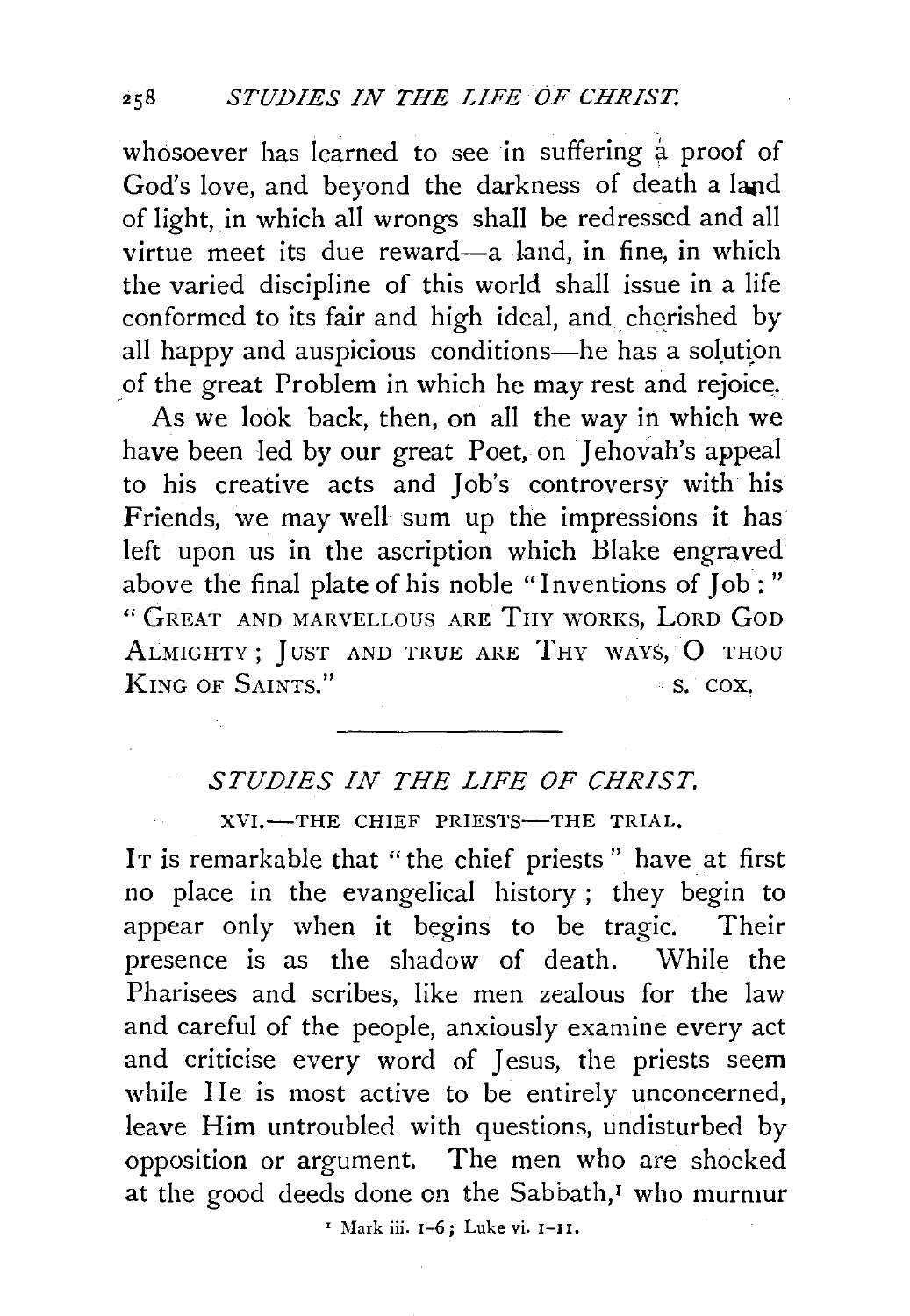whosoever has learned to see in suffering a proof of God's love, and beyond the darkness of death a land of light, in which all wrongs shall be redressed and all virtue meet its due reward—a land, in fine, in which the varied discipline of this world shall issue in a life conformed to its fair and high ideal, and cherished by all happy and auspicious conditions—he has a solution of the great Problem in which he may rest and rejoice.

As we look back, then, on all the way in which we have been led by our great Poet, on Jehovah's appeal to his creative acts and Job's controversy with his Friends, we may well sum up the impressions it has left upon us in the ascription which Blake engraved above the final plate of his noble "Inventions of Job:" "GREAT AND MARVELLOUS ARE THY WORKS, LORD GOD ALMIGHTY; JUST AND TRUE ARE THY WAYS, O THOU KING OF SAINTS."

S. COX.

---

## *STUDIES IN THE LIFE OF CHRIST.*

### XVI.—THE CHIEF PRIESTS—THE TRIAL.

IT is remarkable that "the chief priests" have at first no place in the evangelical history; they begin to appear only when it begins to be tragic. Their presence is as the shadow of death. While the Pharisees and scribes, like men zealous for the law and careful of the people, anxiously examine every act and criticise every word of Jesus, the priests seem while He is most active to be entirely unconcerned, leave Him untroubled with questions, undisturbed by opposition or argument. The men who are shocked at the good deeds done on the Sabbath,[1] who murmur

[1] Mark iii. 1–6; Luke vi. 1–11.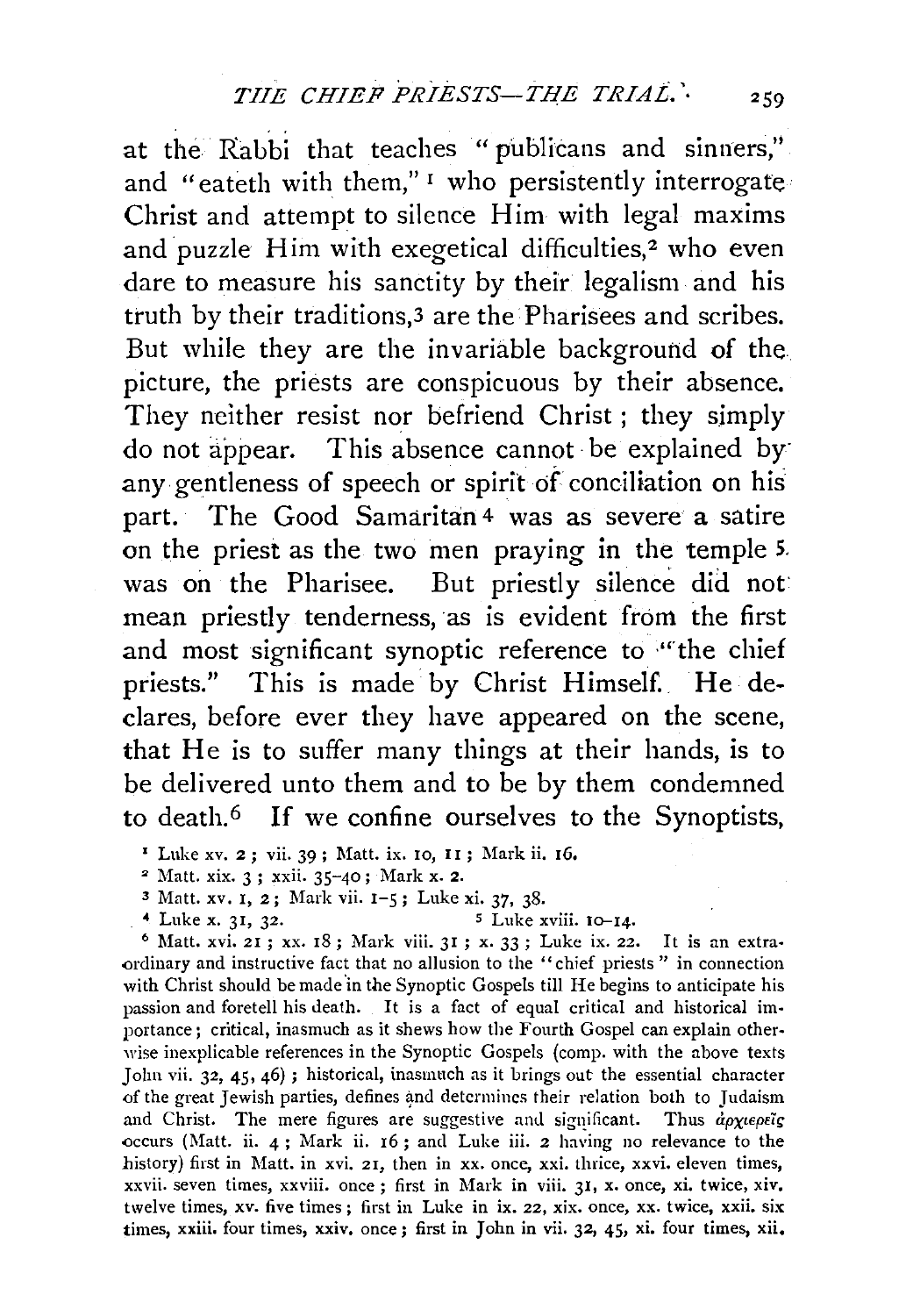at the Rabbi that teaches "publicans and sinners," and "eateth with them," [1] who persistently interrogate Christ and attempt to silence Him with legal maxims and puzzle Him with exegetical difficulties,[2] who even dare to measure his sanctity by their legalism and his truth by their traditions,[3] are the Pharisees and scribes. But while they are the invariable background of the picture, the priests are conspicuous by their absence. They neither resist nor befriend Christ; they simply do not appear. This absence cannot be explained by any gentleness of speech or spirit of conciliation on his part. The Good Samaritan [4] was as severe a satire on the priest as the two men praying in the temple [5] was on the Pharisee. But priestly silence did not mean priestly tenderness, as is evident from the first and most significant synoptic reference to "the chief priests." This is made by Christ Himself. He declares, before ever they have appeared on the scene, that He is to suffer many things at their hands, is to be delivered unto them and to be by them condemned to death.[6] If we confine ourselves to the Synoptists,

[1] Luke xv. 2; vii. 39; Matt. ix. 10, 11; Mark ii. 16.

[2] Matt. xix. 3; xxii. 35–40; Mark x. 2.

[3] Matt. xv. 1, 2; Mark vii. 1–5; Luke xi. 37, 38.

[4] Luke x. 31, 32.

[5] Luke xviii. 10–14.

[6] Matt. xvi. 21; xx. 18; Mark viii. 31; x. 33; Luke ix. 22. It is an extraordinary and instructive fact that no allusion to the "chief priests" in connection with Christ should be made in the Synoptic Gospels till He begins to anticipate his passion and foretell his death. It is a fact of equal critical and historical importance; critical, inasmuch as it shews how the Fourth Gospel can explain otherwise inexplicable references in the Synoptic Gospels (comp. with the above texts John vii. 32, 45, 46); historical, inasmuch as it brings out the essential character of the great Jewish parties, defines and determines their relation both to Judaism and Christ. The mere figures are suggestive and significant. Thus ἀρχιερεῖς occurs (Matt. ii. 4; Mark ii. 16; and Luke iii. 2 having no relevance to the history) first in Matt. in xvi. 21, then in xx. once, xxi. thrice, xxvi. eleven times, xxvii. seven times, xxviii. once; first in Mark in viii. 31, x. once, xi. twice, xiv. twelve times, xv. five times; first in Luke in ix. 22, xix. once, xx. twice, xxii. six times, xxiii. four times, xxiv. once; first in John in vii. 32, 45, xi. four times, xii.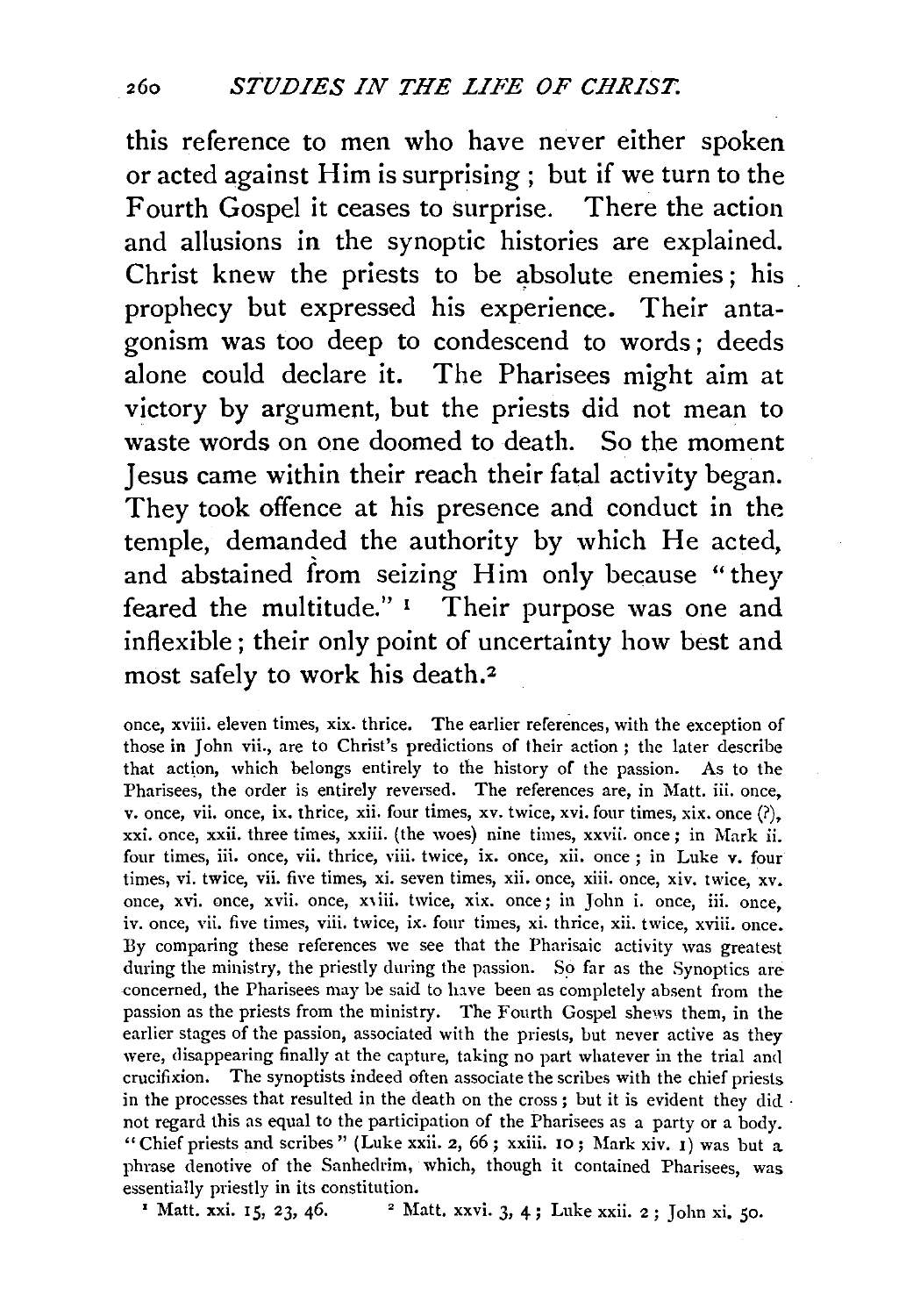this reference to men who have never either spoken or acted against Him is surprising; but if we turn to the Fourth Gospel it ceases to surprise. There the action and allusions in the synoptic histories are explained. Christ knew the priests to be absolute enemies; his prophecy but expressed his experience. Their antagonism was too deep to condescend to words; deeds alone could declare it. The Pharisees might aim at victory by argument, but the priests did not mean to waste words on one doomed to death. So the moment Jesus came within their reach their fatal activity began. They took offence at his presence and conduct in the temple, demanded the authority by which He acted, and abstained from seizing Him only because "they feared the multitude."[1] Their purpose was one and inflexible; their only point of uncertainty how best and most safely to work his death.[2]

once, xviii. eleven times, xix. thrice. The earlier references, with the exception of those in John vii., are to Christ's predictions of their action; the later describe that action, which belongs entirely to the history of the passion. As to the Pharisees, the order is entirely reversed. The references are, in Matt. iii. once, v. once, vii. once, ix. thrice, xii. four times, xv. twice, xvi. four times, xix. once (?), xxi. once, xxii. three times, xxiii. (the woes) nine times, xxvii. once; in Mark ii. four times, iii. once, vii. thrice, viii. twice, ix. once, xii. once; in Luke v. four times, vi. twice, vii. five times, xi. seven times, xii. once, xiii. once, xiv. twice, xv. once, xvi. once, xvii. once, xviii. twice, xix. once; in John i. once, iii. once, iv. once, vii. five times, viii. twice, ix. four times, xi. thrice, xii. twice, xviii. once. By comparing these references we see that the Pharisaic activity was greatest during the ministry, the priestly during the passion. So far as the Synoptics are concerned, the Pharisees may be said to have been as completely absent from the passion as the priests from the ministry. The Fourth Gospel shews them, in the earlier stages of the passion, associated with the priests, but never active as they were, disappearing finally at the capture, taking no part whatever in the trial and crucifixion. The synoptists indeed often associate the scribes with the chief priests in the processes that resulted in the death on the cross; but it is evident they did not regard this as equal to the participation of the Pharisees as a party or a body. "Chief priests and scribes" (Luke xxii. 2, 66; xxiii. 10; Mark xiv. 1) was but a phrase denotive of the Sanhedrim, which, though it contained Pharisees, was essentially priestly in its constitution.

[1] Matt. xxi. 15, 23, 46. [2] Matt. xxvi. 3, 4; Luke xxii. 2; John xi. 50.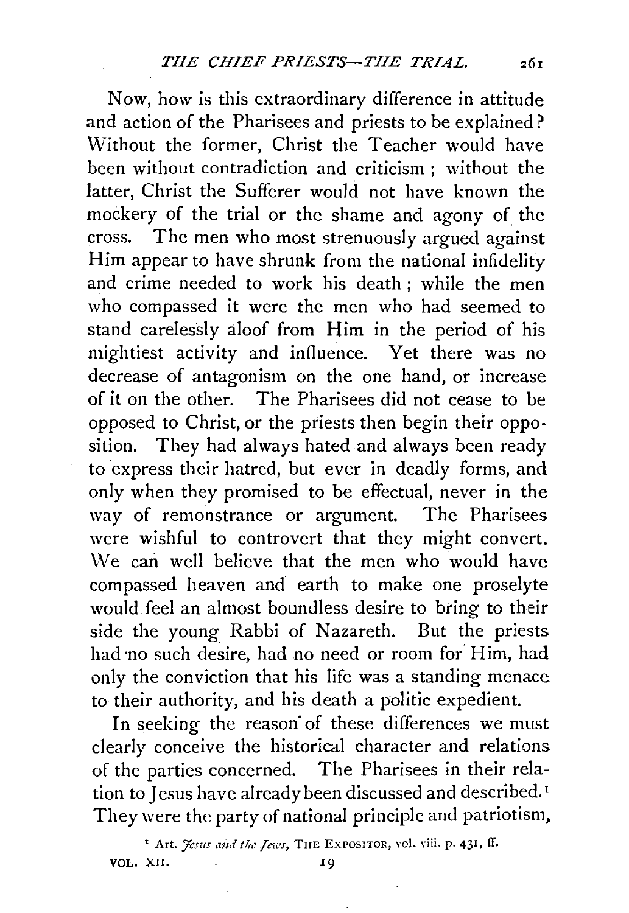Now, how is this extraordinary difference in attitude and action of the Pharisees and priests to be explained? Without the former, Christ the Teacher would have been without contradiction and criticism; without the latter, Christ the Sufferer would not have known the mockery of the trial or the shame and agony of the cross. The men who most strenuously argued against Him appear to have shrunk from the national infidelity and crime needed to work his death; while the men who compassed it were the men who had seemed to stand carelessly aloof from Him in the period of his mightiest activity and influence. Yet there was no decrease of antagonism on the one hand, or increase of it on the other. The Pharisees did not cease to be opposed to Christ, or the priests then begin their opposition. They had always hated and always been ready to express their hatred, but ever in deadly forms, and only when they promised to be effectual, never in the way of remonstrance or argument. The Pharisees were wishful to controvert that they might convert. We can well believe that the men who would have compassed heaven and earth to make one proselyte would feel an almost boundless desire to bring to their side the young Rabbi of Nazareth. But the priests had no such desire, had no need or room for Him, had only the conviction that his life was a standing menace to their authority, and his death a politic expedient.

In seeking the reason of these differences we must clearly conceive the historical character and relations of the parties concerned. The Pharisees in their relation to Jesus have already been discussed and described.[1] They were the party of national principle and patriotism,

[1] Art. *Jesus and the Jews*, THE EXPOSITOR, vol. viii. p. 431, ff.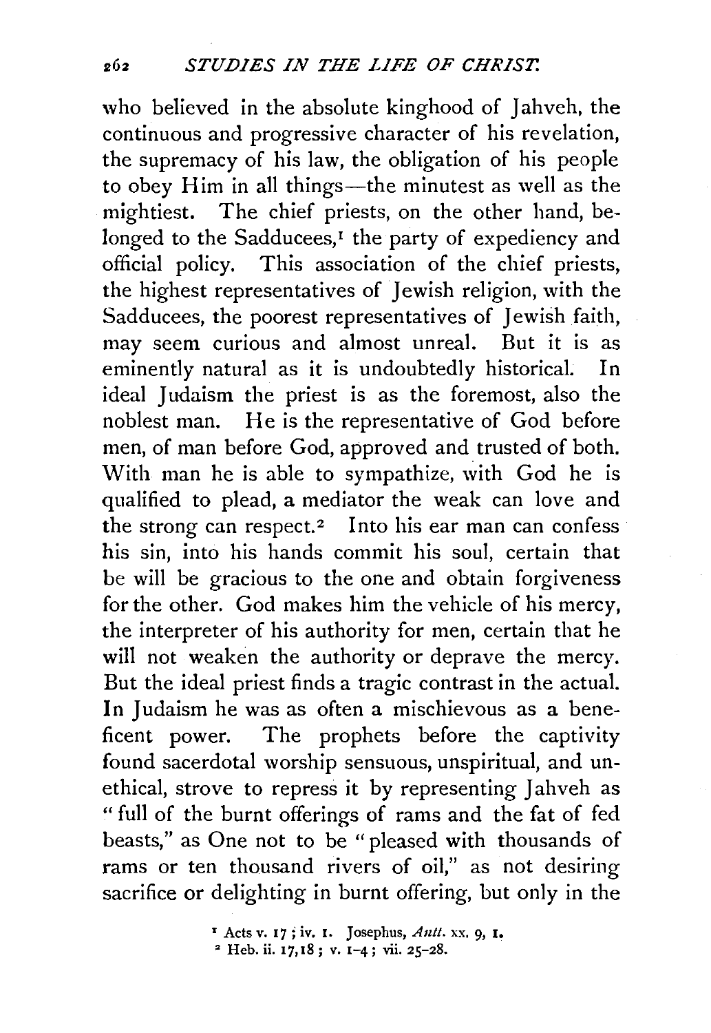who believed in the absolute kinghood of Jahveh, the continuous and progressive character of his revelation, the supremacy of his law, the obligation of his people to obey Him in all things—the minutest as well as the mightiest. The chief priests, on the other hand, belonged to the Sadducees,[1] the party of expediency and official policy. This association of the chief priests, the highest representatives of Jewish religion, with the Sadducees, the poorest representatives of Jewish faith, may seem curious and almost unreal. But it is as eminently natural as it is undoubtedly historical. In ideal Judaism the priest is as the foremost, also the noblest man. He is the representative of God before men, of man before God, approved and trusted of both. With man he is able to sympathize, with God he is qualified to plead, a mediator the weak can love and the strong can respect.[2] Into his ear man can confess his sin, into his hands commit his soul, certain that be will be gracious to the one and obtain forgiveness for the other. God makes him the vehicle of his mercy, the interpreter of his authority for men, certain that he will not weaken the authority or deprave the mercy. But the ideal priest finds a tragic contrast in the actual. In Judaism he was as often a mischievous as a beneficent power. The prophets before the captivity found sacerdotal worship sensuous, unspiritual, and unethical, strove to repress it by representing Jahveh as "full of the burnt offerings of rams and the fat of fed beasts," as One not to be "pleased with thousands of rams or ten thousand rivers of oil," as not desiring sacrifice or delighting in burnt offering, but only in the

[1] Acts v. 17; iv. 1. Josephus, *Antt.* xx. 9, 1.

[2] Heb. ii. 17,18; v. 1–4; vii. 25–28.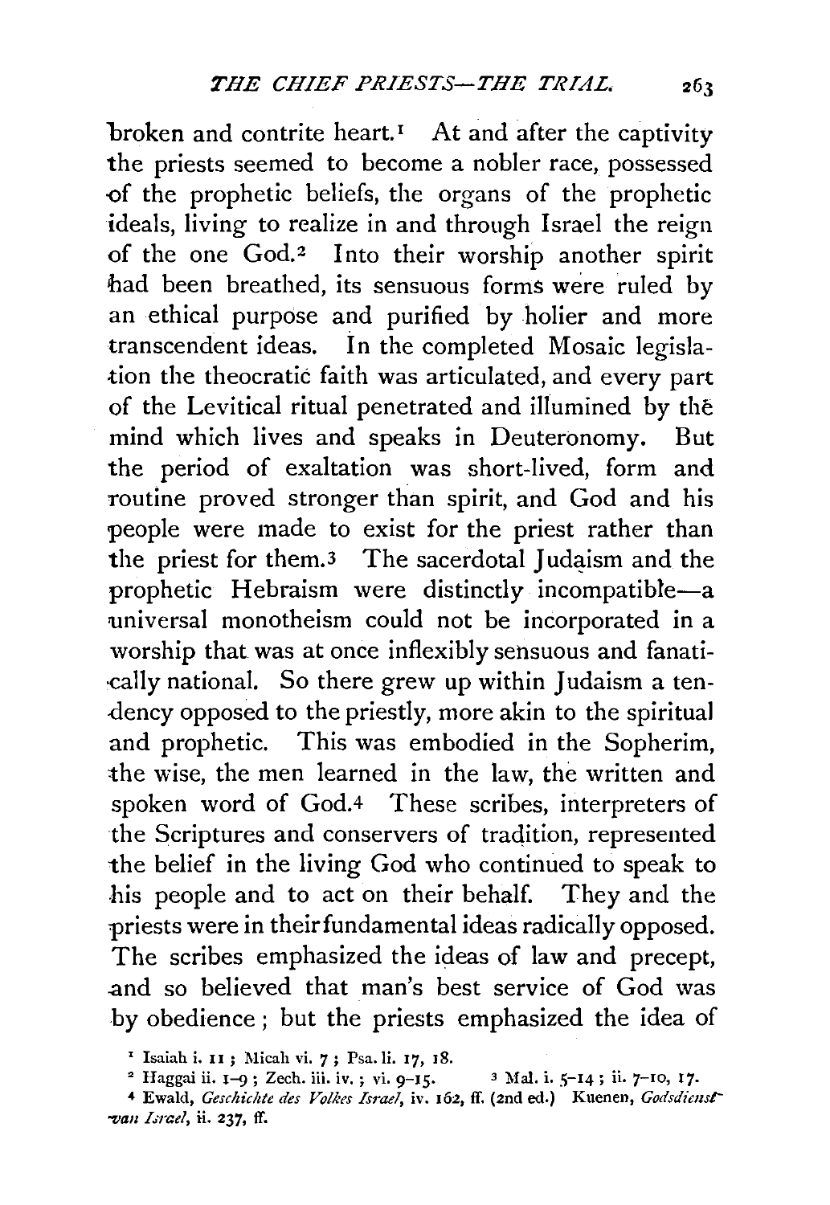broken and contrite heart.[1] At and after the captivity the priests seemed to become a nobler race, possessed of the prophetic beliefs, the organs of the prophetic ideals, living to realize in and through Israel the reign of the one God.[2] Into their worship another spirit had been breathed, its sensuous forms were ruled by an ethical purpose and purified by holier and more transcendent ideas. In the completed Mosaic legislation the theocratic faith was articulated, and every part of the Levitical ritual penetrated and illumined by the mind which lives and speaks in Deuteronomy. But the period of exaltation was short-lived, form and routine proved stronger than spirit, and God and his people were made to exist for the priest rather than the priest for them.[3] The sacerdotal Judaism and the prophetic Hebraism were distinctly incompatible—a universal monotheism could not be incorporated in a worship that was at once inflexibly sensuous and fanatically national. So there grew up within Judaism a tendency opposed to the priestly, more akin to the spiritual and prophetic. This was embodied in the Sopherim, the wise, the men learned in the law, the written and spoken word of God.[4] These scribes, interpreters of the Scriptures and conservers of tradition, represented the belief in the living God who continued to speak to his people and to act on their behalf. They and the priests were in their fundamental ideas radically opposed. The scribes emphasized the ideas of law and precept, and so believed that man's best service of God was by obedience; but the priests emphasized the idea of

[1] Isaiah i. 11; Micah vi. 7; Psa. li. 17, 18.

[2] Haggai ii. 1–9; Zech. iii. iv.; vi. 9–15.

[3] Mal. i. 5–14; ii. 7–10, 17.

[4] Ewald, *Geschichte des Volkes Israel*, iv. 162, ff. (2nd ed.) Kuenen, *Godsdienst van Israel*, ii. 237, ff.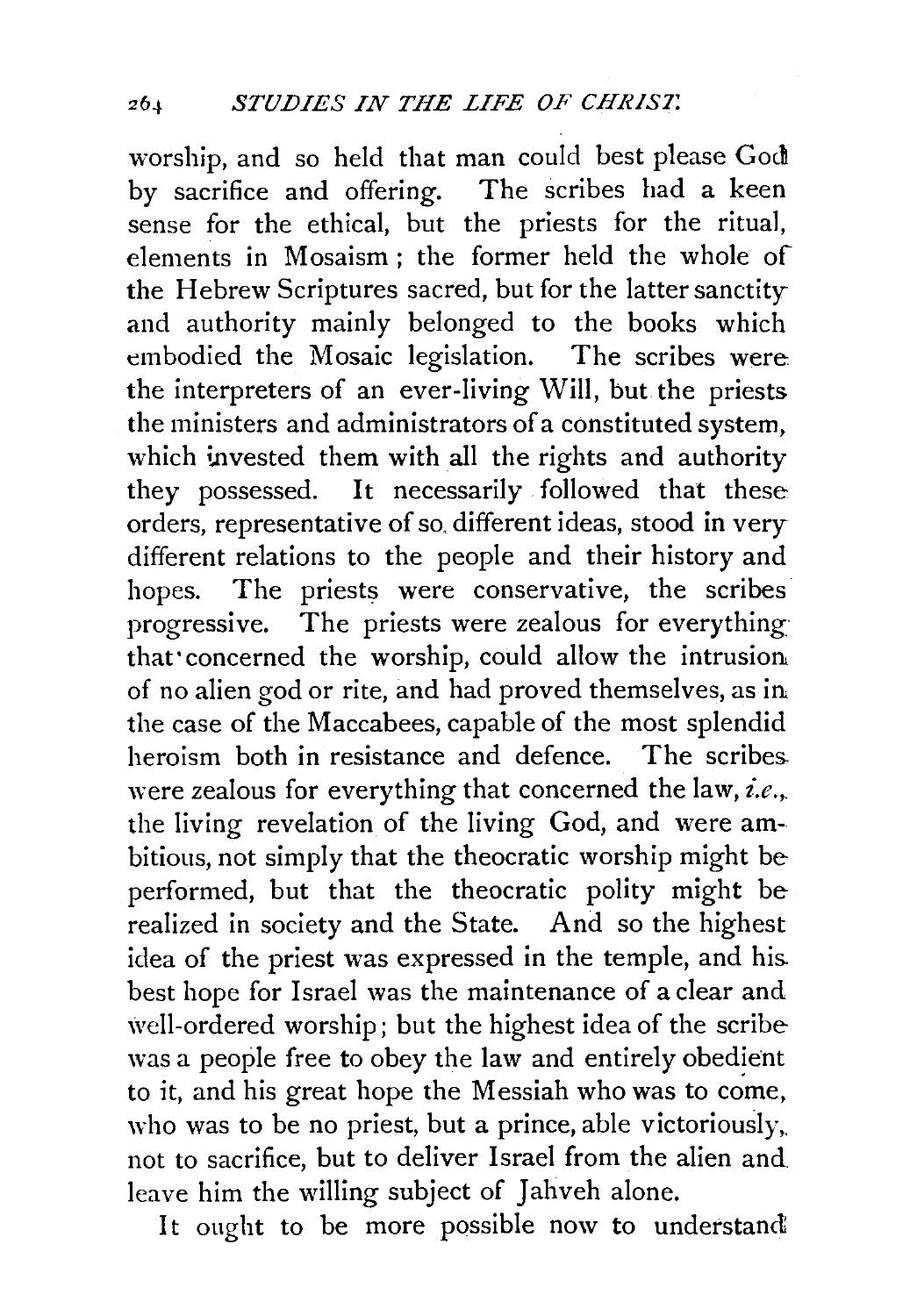worship, and so held that man could best please God by sacrifice and offering. The scribes had a keen sense for the ethical, but the priests for the ritual, elements in Mosaism; the former held the whole of the Hebrew Scriptures sacred, but for the latter sanctity and authority mainly belonged to the books which embodied the Mosaic legislation. The scribes were the interpreters of an ever-living Will, but the priests the ministers and administrators of a constituted system, which invested them with all the rights and authority they possessed. It necessarily followed that these orders, representative of so different ideas, stood in very different relations to the people and their history and hopes. The priests were conservative, the scribes progressive. The priests were zealous for everything that concerned the worship, could allow the intrusion of no alien god or rite, and had proved themselves, as in the case of the Maccabees, capable of the most splendid heroism both in resistance and defence. The scribes were zealous for everything that concerned the law, *i.e.*, the living revelation of the living God, and were ambitious, not simply that the theocratic worship might be performed, but that the theocratic polity might be realized in society and the State. And so the highest idea of the priest was expressed in the temple, and his best hope for Israel was the maintenance of a clear and well-ordered worship; but the highest idea of the scribe was a people free to obey the law and entirely obedient to it, and his great hope the Messiah who was to come, who was to be no priest, but a prince, able victoriously, not to sacrifice, but to deliver Israel from the alien and leave him the willing subject of Jahveh alone.

It ought to be more possible now to understand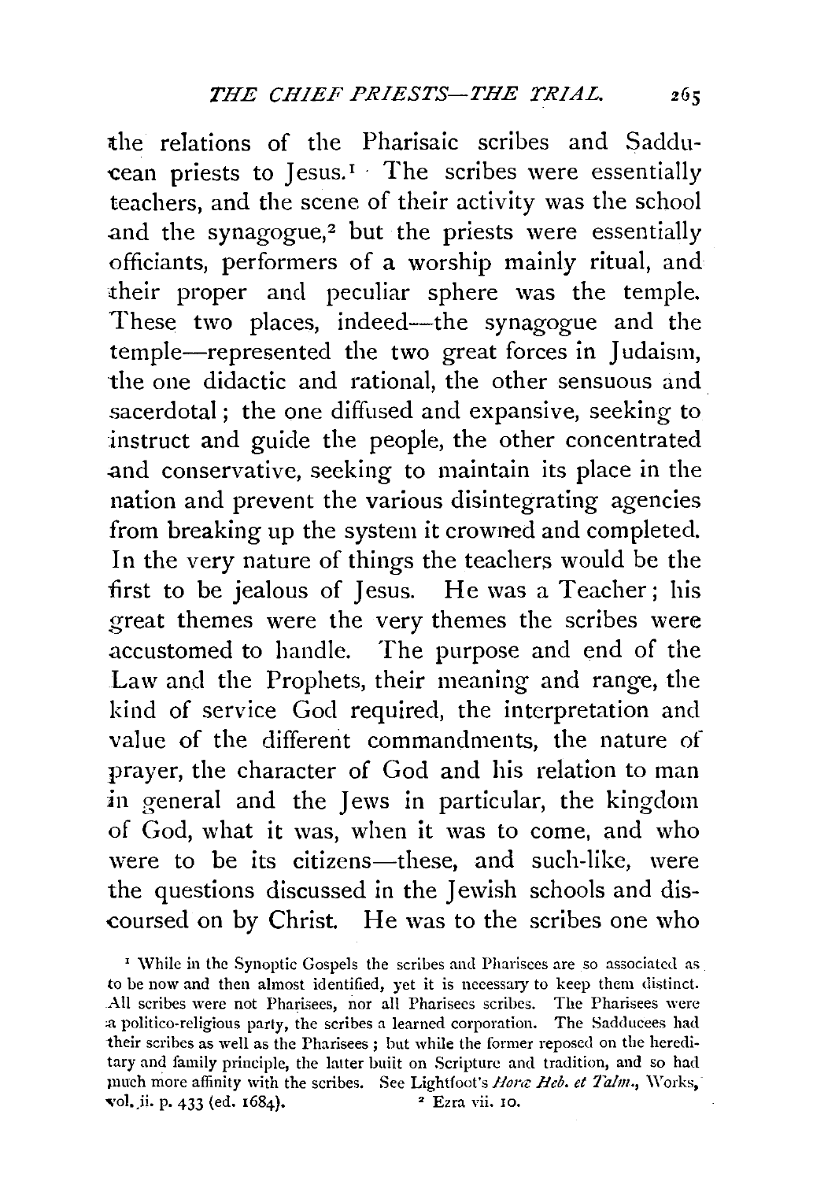the relations of the Pharisaic scribes and Sadducean priests to Jesus.[1] The scribes were essentially teachers, and the scene of their activity was the school and the synagogue,[2] but the priests were essentially officiants, performers of a worship mainly ritual, and their proper and peculiar sphere was the temple. These two places, indeed—the synagogue and the temple—represented the two great forces in Judaism, the one didactic and rational, the other sensuous and sacerdotal; the one diffused and expansive, seeking to instruct and guide the people, the other concentrated and conservative, seeking to maintain its place in the nation and prevent the various disintegrating agencies from breaking up the system it crowned and completed. In the very nature of things the teachers would be the first to be jealous of Jesus. He was a Teacher; his great themes were the very themes the scribes were accustomed to handle. The purpose and end of the Law and the Prophets, their meaning and range, the kind of service God required, the interpretation and value of the different commandments, the nature of prayer, the character of God and his relation to man in general and the Jews in particular, the kingdom of God, what it was, when it was to come, and who were to be its citizens—these, and such-like, were the questions discussed in the Jewish schools and discoursed on by Christ. He was to the scribes one who

[1] While in the Synoptic Gospels the scribes and Pharisees are so associated as to be now and then almost identified, yet it is necessary to keep them distinct. All scribes were not Pharisees, nor all Pharisees scribes. The Pharisees were a politico-religious party, the scribes a learned corporation. The Sadducees had their scribes as well as the Pharisees; but while the former reposed on the hereditary and family principle, the latter built on Scripture and tradition, and so had much more affinity with the scribes. See Lightfoot's *Horæ Heb. et Talm.*, Works, vol. ii. p. 433 (ed. 1684).

[2] Ezra vii. 10.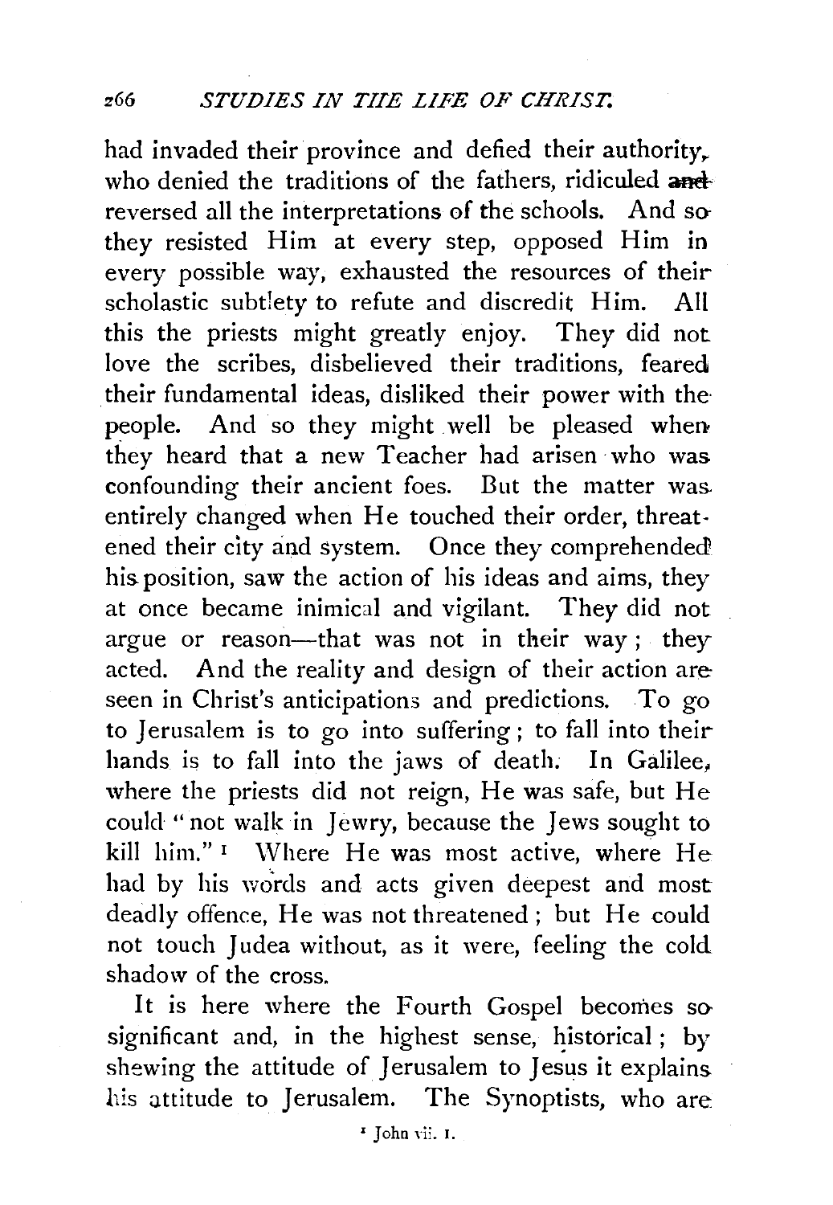had invaded their province and defied their authority, who denied the traditions of the fathers, ridiculed and reversed all the interpretations of the schools. And so they resisted Him at every step, opposed Him in every possible way, exhausted the resources of their scholastic subtlety to refute and discredit Him. All this the priests might greatly enjoy. They did not love the scribes, disbelieved their traditions, feared their fundamental ideas, disliked their power with the people. And so they might well be pleased when they heard that a new Teacher had arisen who was confounding their ancient foes. But the matter was entirely changed when He touched their order, threatened their city and system. Once they comprehended his position, saw the action of his ideas and aims, they at once became inimical and vigilant. They did not argue or reason—that was not in their way; they acted. And the reality and design of their action are seen in Christ's anticipations and predictions. To go to Jerusalem is to go into suffering; to fall into their hands is to fall into the jaws of death. In Galilee, where the priests did not reign, He was safe, but He could "not walk in Jewry, because the Jews sought to kill him."[1] Where He was most active, where He had by his words and acts given deepest and most deadly offence, He was not threatened; but He could not touch Judea without, as it were, feeling the cold shadow of the cross.

It is here where the Fourth Gospel becomes so significant and, in the highest sense, historical; by shewing the attitude of Jerusalem to Jesus it explains his attitude to Jerusalem. The Synoptists, who are

[1] John vii. 1.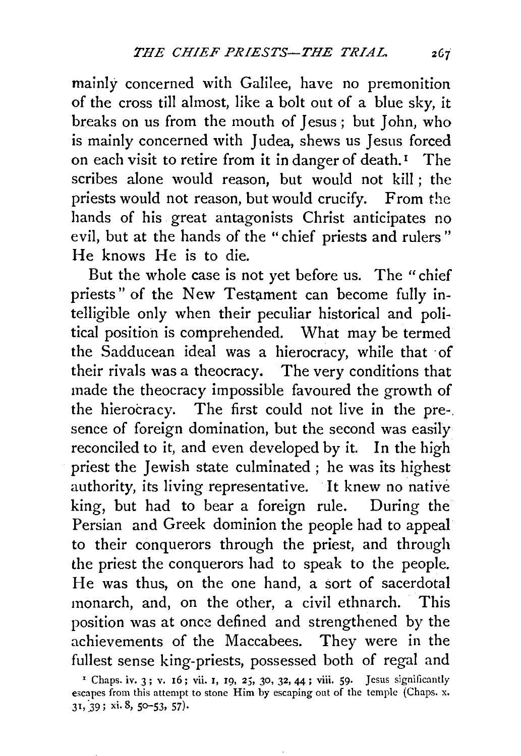mainly concerned with Galilee, have no premonition of the cross till almost, like a bolt out of a blue sky, it breaks on us from the mouth of Jesus; but John, who is mainly concerned with Judea, shews us Jesus forced on each visit to retire from it in danger of death.[1] The scribes alone would reason, but would not kill; the priests would not reason, but would crucify. From the hands of his great antagonists Christ anticipates no evil, but at the hands of the "chief priests and rulers" He knows He is to die.

But the whole case is not yet before us. The "chief priests" of the New Testament can become fully intelligible only when their peculiar historical and political position is comprehended. What may be termed the Sadducean ideal was a hierocracy, while that of their rivals was a theocracy. The very conditions that made the theocracy impossible favoured the growth of the hierocracy. The first could not live in the presence of foreign domination, but the second was easily reconciled to it, and even developed by it. In the high priest the Jewish state culminated; he was its highest authority, its living representative. It knew no native king, but had to bear a foreign rule. During the Persian and Greek dominion the people had to appeal to their conquerors through the priest, and through the priest the conquerors had to speak to the people. He was thus, on the one hand, a sort of sacerdotal monarch, and, on the other, a civil ethnarch. This position was at once defined and strengthened by the achievements of the Maccabees. They were in the fullest sense king-priests, possessed both of regal and

[1] Chaps. iv. 3; v. 16; vii. 1, 19, 25, 30, 32, 44; viii. 59. Jesus significantly escapes from this attempt to stone Him by escaping out of the temple (Chaps. x. 31, 39; xi. 8, 50–53, 57).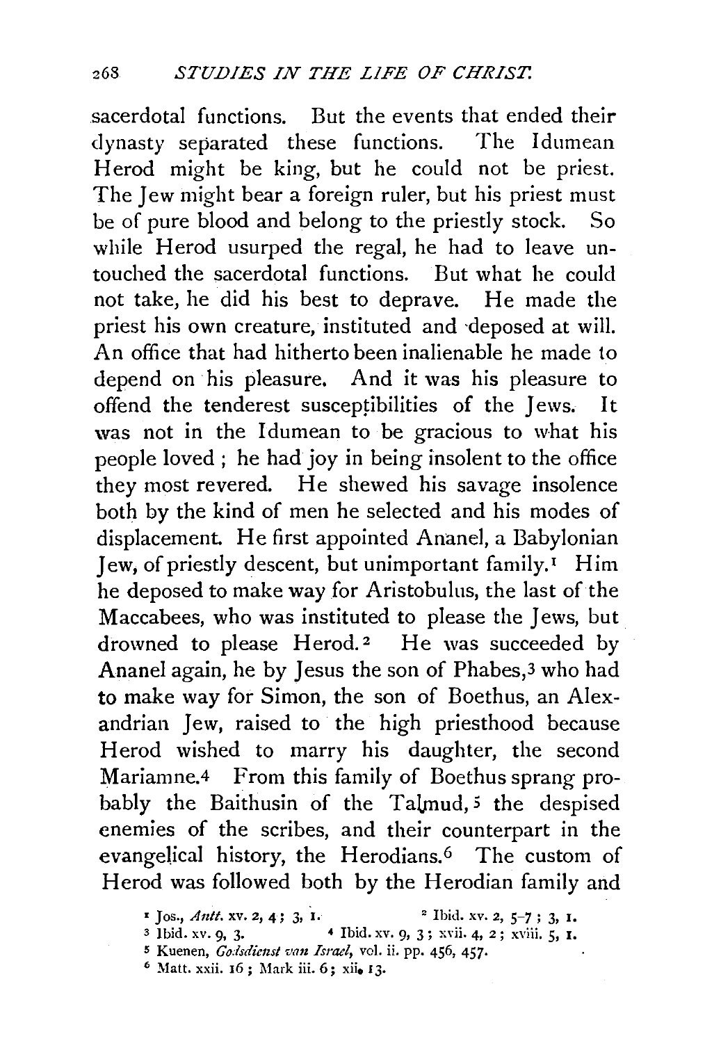sacerdotal functions. But the events that ended their dynasty separated these functions. The Idumean Herod might be king, but he could not be priest. The Jew might bear a foreign ruler, but his priest must be of pure blood and belong to the priestly stock. So while Herod usurped the regal, he had to leave untouched the sacerdotal functions. But what he could not take, he did his best to deprave. He made the priest his own creature, instituted and deposed at will. An office that had hitherto been inalienable he made to depend on his pleasure. And it was his pleasure to offend the tenderest susceptibilities of the Jews. It was not in the Idumean to be gracious to what his people loved ; he had joy in being insolent to the office they most revered. He shewed his savage insolence both by the kind of men he selected and his modes of displacement. He first appointed Ananel, a Babylonian Jew, of priestly descent, but unimportant family.[1] Him he deposed to make way for Aristobulus, the last of the Maccabees, who was instituted to please the Jews, but drowned to please Herod.[2] He was succeeded by Ananel again, he by Jesus the son of Phabes,[3] who had to make way for Simon, the son of Boethus, an Alexandrian Jew, raised to the high priesthood because Herod wished to marry his daughter, the second Mariamne.[4] From this family of Boethus sprang probably the Baithusin of the Talmud,[5] the despised enemies of the scribes, and their counterpart in the evangelical history, the Herodians.[6] The custom of Herod was followed both by the Herodian family and

[1] Jos., *Antt.* xv. 2, 4; 3, 1.
[2] Ibid. xv. 2, 5–7; 3, 1.
[3] Ibid. xv. 9, 3.
[4] Ibid. xv. 9, 3; xvii. 4, 2; xviii. 5, 1.
[5] Kuenen, *Godsdienst van Israel*, vol. ii. pp. 456, 457.
[6] Matt. xxii. 16; Mark iii. 6; xii. 13.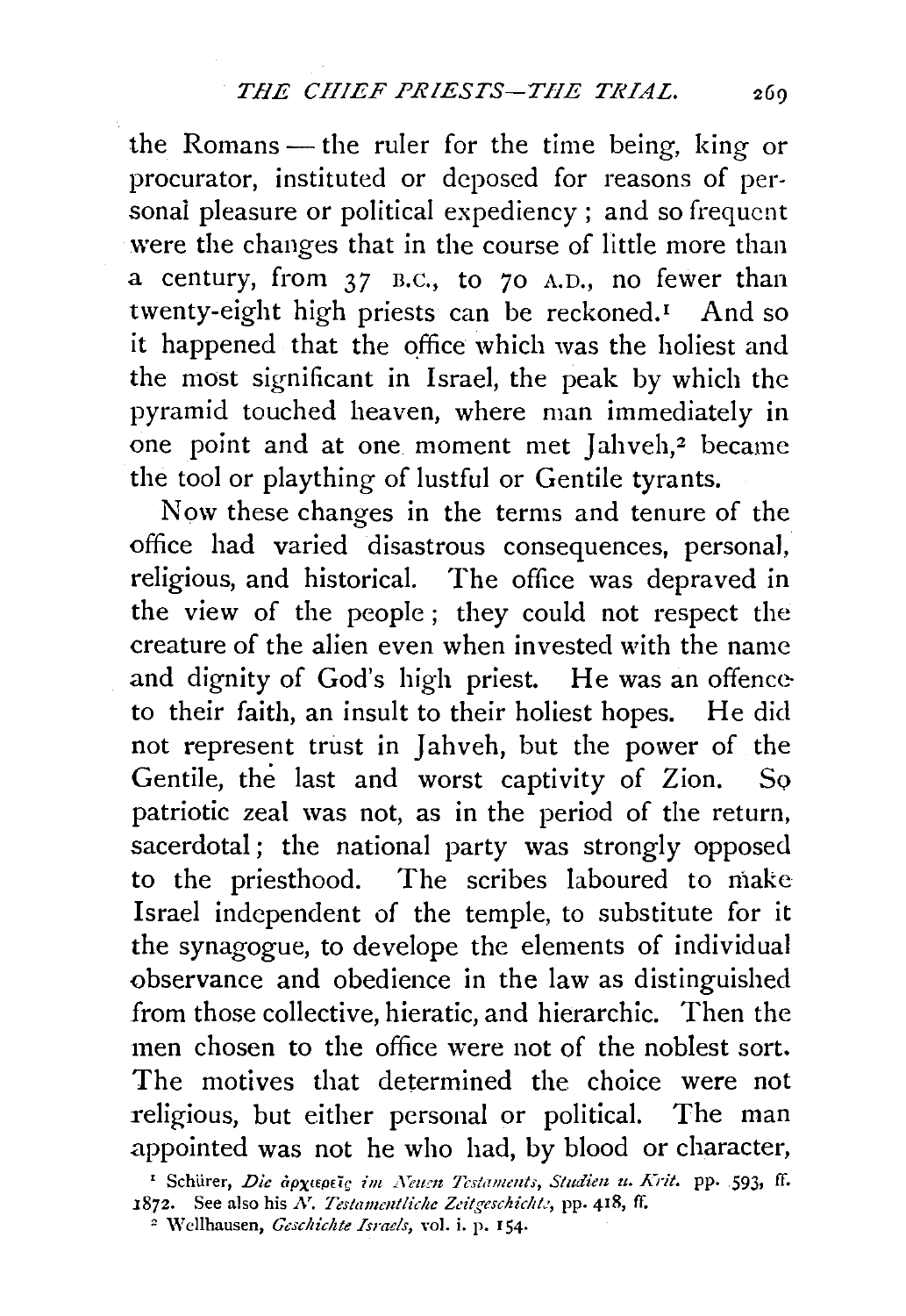the Romans — the ruler for the time being, king or procurator, instituted or deposed for reasons of personal pleasure or political expediency; and so frequent were the changes that in the course of little more than a century, from 37 B.C., to 70 A.D., no fewer than twenty-eight high priests can be reckoned.[1] And so it happened that the office which was the holiest and the most significant in Israel, the peak by which the pyramid touched heaven, where man immediately in one point and at one moment met Jahveh,[2] became the tool or plaything of lustful or Gentile tyrants.

Now these changes in the terms and tenure of the office had varied disastrous consequences, personal, religious, and historical. The office was depraved in the view of the people; they could not respect the creature of the alien even when invested with the name and dignity of God's high priest. He was an offence to their faith, an insult to their holiest hopes. He did not represent trust in Jahveh, but the power of the Gentile, the last and worst captivity of Zion. So patriotic zeal was not, as in the period of the return, sacerdotal; the national party was strongly opposed to the priesthood. The scribes laboured to make Israel independent of the temple, to substitute for it the synagogue, to develope the elements of individual observance and obedience in the law as distinguished from those collective, hieratic, and hierarchic. Then the men chosen to the office were not of the noblest sort. The motives that determined the choice were not religious, but either personal or political. The man appointed was not he who had, by blood or character,

[1] Schürer, *Die ἀρχιερεῖς im Neuen Testaments*, *Studien u. Krit.* pp. 593, ff. 1872. See also his *N. Testamentliche Zeitgeschichte*, pp. 418, ff.

[2] Wellhausen, *Geschichte Israels*, vol. i. p. 154.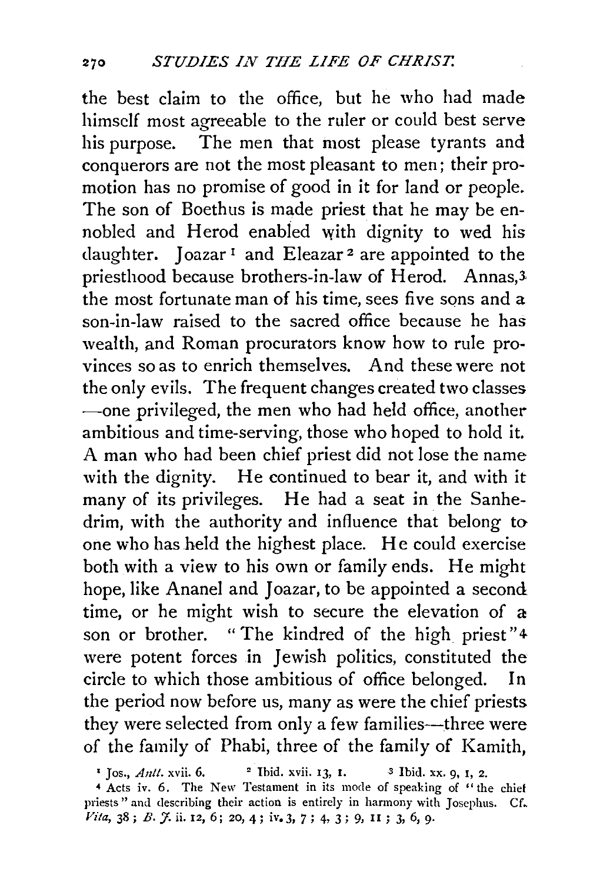the best claim to the office, but he who had made himself most agreeable to the ruler or could best serve his purpose. The men that most please tyrants and conquerors are not the most pleasant to men; their promotion has no promise of good in it for land or people. The son of Boethus is made priest that he may be ennobled and Herod enabled with dignity to wed his daughter. Joazar [1] and Eleazar [2] are appointed to the priesthood because brothers-in-law of Herod. Annas,[3] the most fortunate man of his time, sees five sons and a son-in-law raised to the sacred office because he has wealth, and Roman procurators know how to rule provinces so as to enrich themselves. And these were not the only evils. The frequent changes created two classes —one privileged, the men who had held office, another ambitious and time-serving, those who hoped to hold it. A man who had been chief priest did not lose the name with the dignity. He continued to bear it, and with it many of its privileges. He had a seat in the Sanhedrim, with the authority and influence that belong to one who has held the highest place. He could exercise both with a view to his own or family ends. He might hope, like Ananel and Joazar, to be appointed a second time, or he might wish to secure the elevation of a son or brother. "The kindred of the high priest"[4] were potent forces in Jewish politics, constituted the circle to which those ambitious of office belonged. In the period now before us, many as were the chief priests they were selected from only a few families—three were of the family of Phabi, three of the family of Kamith,

[1] Jos., *Antt.* xvii. 6. [2] Ibid. xvii. 13, 1. [3] Ibid. xx. 9, 1, 2.

[4] Acts iv. 6. The New Testament in its mode of speaking of "the chief priests" and describing their action is entirely in harmony with Josephus. Cf. *Vita*, 38; *B. J.* ii. 12, 6; 20, 4; iv. 3, 7; 4, 3; 9, 11; 3, 6, 9.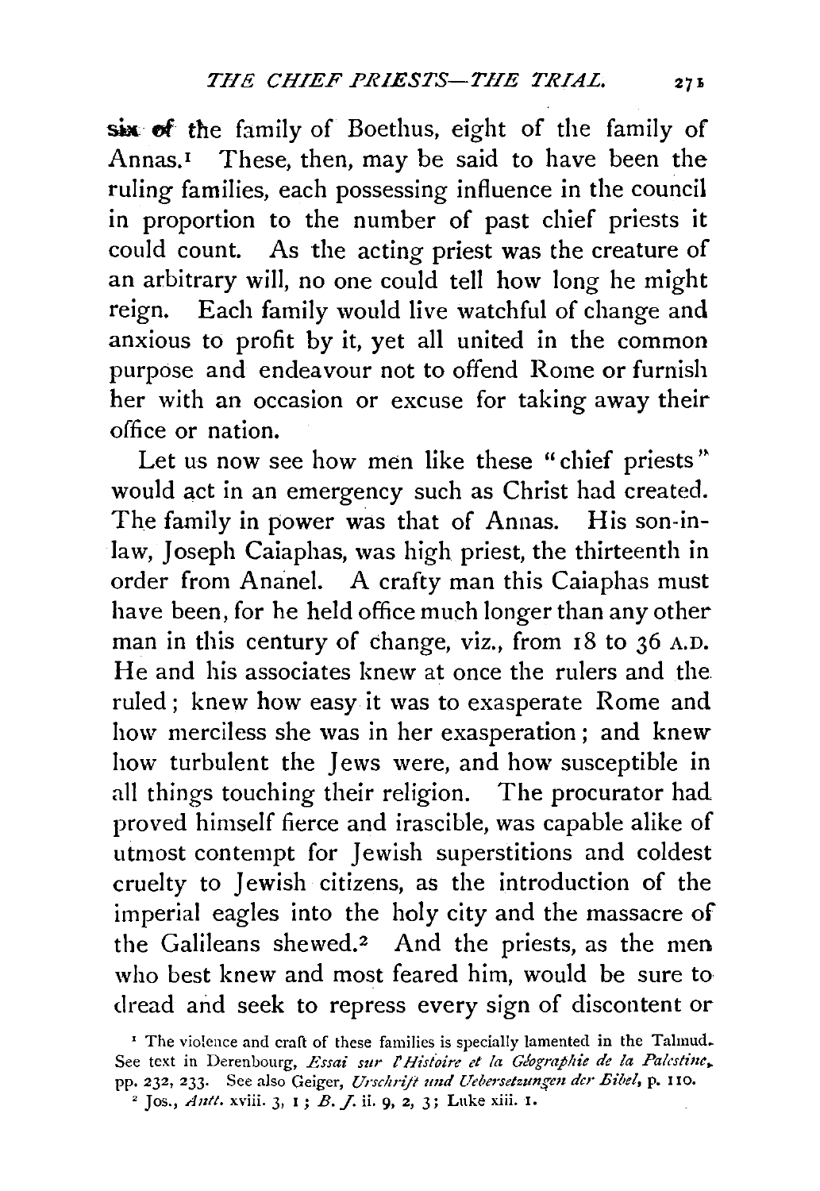six of the family of Boethus, eight of the family of Annas.[1] These, then, may be said to have been the ruling families, each possessing influence in the council in proportion to the number of past chief priests it could count. As the acting priest was the creature of an arbitrary will, no one could tell how long he might reign. Each family would live watchful of change and anxious to profit by it, yet all united in the common purpose and endeavour not to offend Rome or furnish her with an occasion or excuse for taking away their office or nation.

Let us now see how men like these "chief priests" would act in an emergency such as Christ had created. The family in power was that of Annas. His son-in-law, Joseph Caiaphas, was high priest, the thirteenth in order from Ananel. A crafty man this Caiaphas must have been, for he held office much longer than any other man in this century of change, viz., from 18 to 36 A.D. He and his associates knew at once the rulers and the ruled; knew how easy it was to exasperate Rome and how merciless she was in her exasperation; and knew how turbulent the Jews were, and how susceptible in all things touching their religion. The procurator had proved himself fierce and irascible, was capable alike of utmost contempt for Jewish superstitions and coldest cruelty to Jewish citizens, as the introduction of the imperial eagles into the holy city and the massacre of the Galileans shewed.[2] And the priests, as the men who best knew and most feared him, would be sure to dread and seek to repress every sign of discontent or

[1] The violence and craft of these families is specially lamented in the Talmud. See text in Derenbourg, *Essai sur l'Histoire et la Géographie de la Palestine*, pp. 232, 233. See also Geiger, *Urschrift und Uebersetzungen der Bibel*, p. 110.

[2] Jos., *Antt.* xviii. 3, 1; *B. J.* ii. 9, 2, 3; Luke xiii. 1.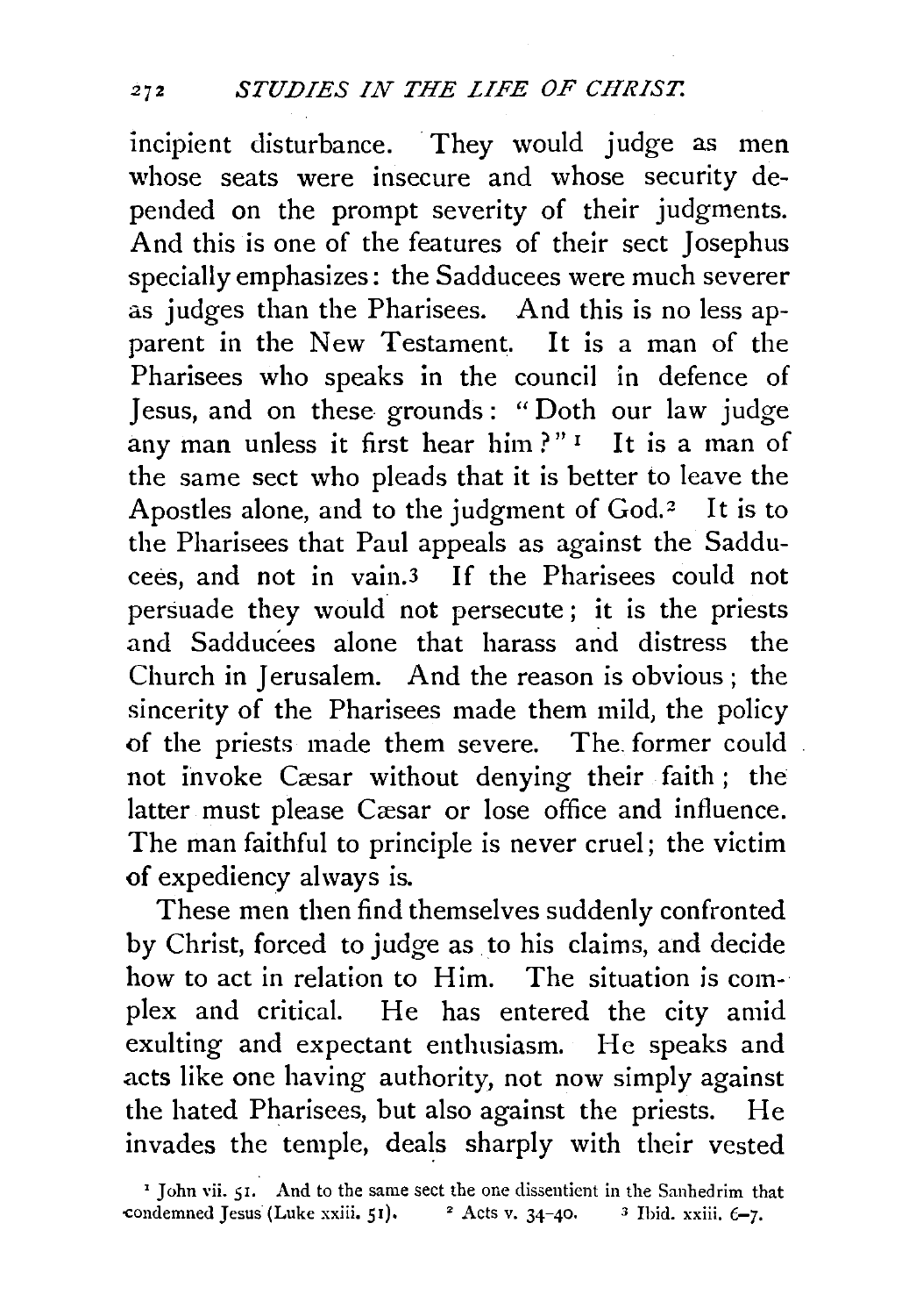incipient disturbance. They would judge as men whose seats were insecure and whose security depended on the prompt severity of their judgments. And this is one of the features of their sect Josephus specially emphasizes: the Sadducees were much severer as judges than the Pharisees. And this is no less apparent in the New Testament. It is a man of the Pharisees who speaks in the council in defence of Jesus, and on these grounds: "Doth our law judge any man unless it first hear him?"[1] It is a man of the same sect who pleads that it is better to leave the Apostles alone, and to the judgment of God.[2] It is to the Pharisees that Paul appeals as against the Sadducees, and not in vain.[3] If the Pharisees could not persuade they would not persecute; it is the priests and Sadducees alone that harass and distress the Church in Jerusalem. And the reason is obvious; the sincerity of the Pharisees made them mild, the policy of the priests made them severe. The former could not invoke Cæsar without denying their faith; the latter must please Cæsar or lose office and influence. The man faithful to principle is never cruel; the victim of expediency always is.

These men then find themselves suddenly confronted by Christ, forced to judge as to his claims, and decide how to act in relation to Him. The situation is complex and critical. He has entered the city amid exulting and expectant enthusiasm. He speaks and acts like one having authority, not now simply against the hated Pharisees, but also against the priests. He invades the temple, deals sharply with their vested

[1] John vii. 51. And to the same sect the one dissentient in the Sanhedrim that condemned Jesus (Luke xxiii. 51). [2] Acts v. 34–40. [3] Ibid. xxiii. 6–7.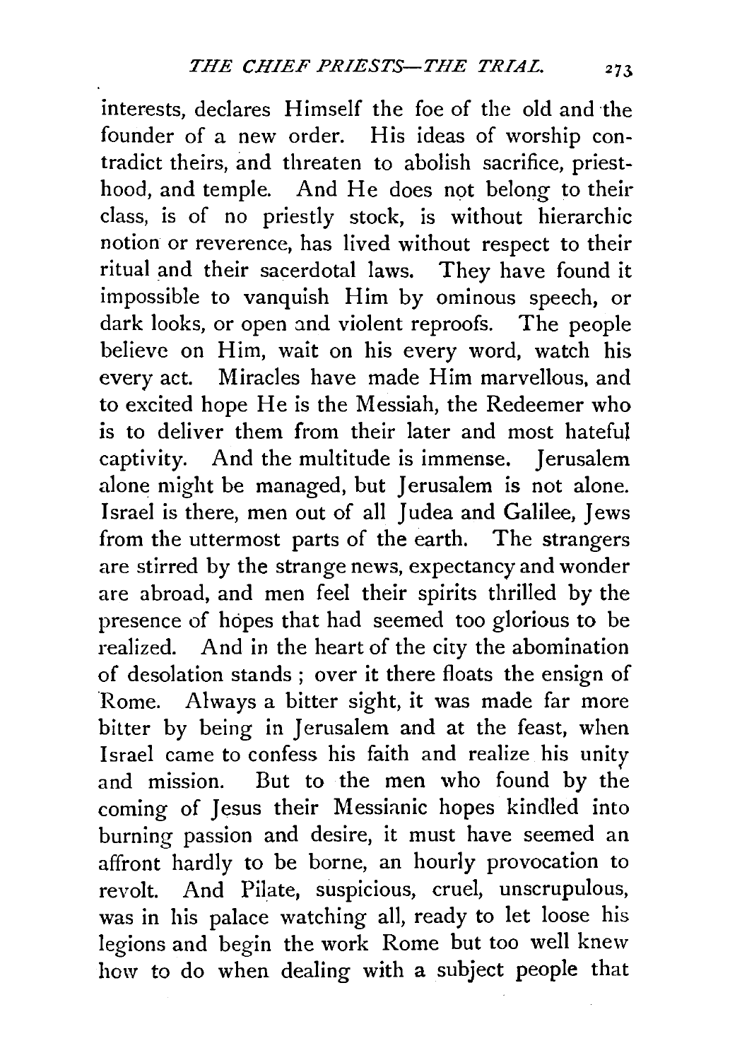interests, declares Himself the foe of the old and the founder of a new order. His ideas of worship contradict theirs, and threaten to abolish sacrifice, priesthood, and temple. And He does not belong to their class, is of no priestly stock, is without hierarchic notion or reverence, has lived without respect to their ritual and their sacerdotal laws. They have found it impossible to vanquish Him by ominous speech, or dark looks, or open and violent reproofs. The people believe on Him, wait on his every word, watch his every act. Miracles have made Him marvellous, and to excited hope He is the Messiah, the Redeemer who is to deliver them from their later and most hateful captivity. And the multitude is immense. Jerusalem alone might be managed, but Jerusalem is not alone. Israel is there, men out of all Judea and Galilee, Jews from the uttermost parts of the earth. The strangers are stirred by the strange news, expectancy and wonder are abroad, and men feel their spirits thrilled by the presence of hopes that had seemed too glorious to be realized. And in the heart of the city the abomination of desolation stands ; over it there floats the ensign of Rome. Always a bitter sight, it was made far more bitter by being in Jerusalem and at the feast, when Israel came to confess his faith and realize his unity and mission. But to the men who found by the coming of Jesus their Messianic hopes kindled into burning passion and desire, it must have seemed an affront hardly to be borne, an hourly provocation to revolt. And Pilate, suspicious, cruel, unscrupulous, was in his palace watching all, ready to let loose his legions and begin the work Rome but too well knew how to do when dealing with a subject people that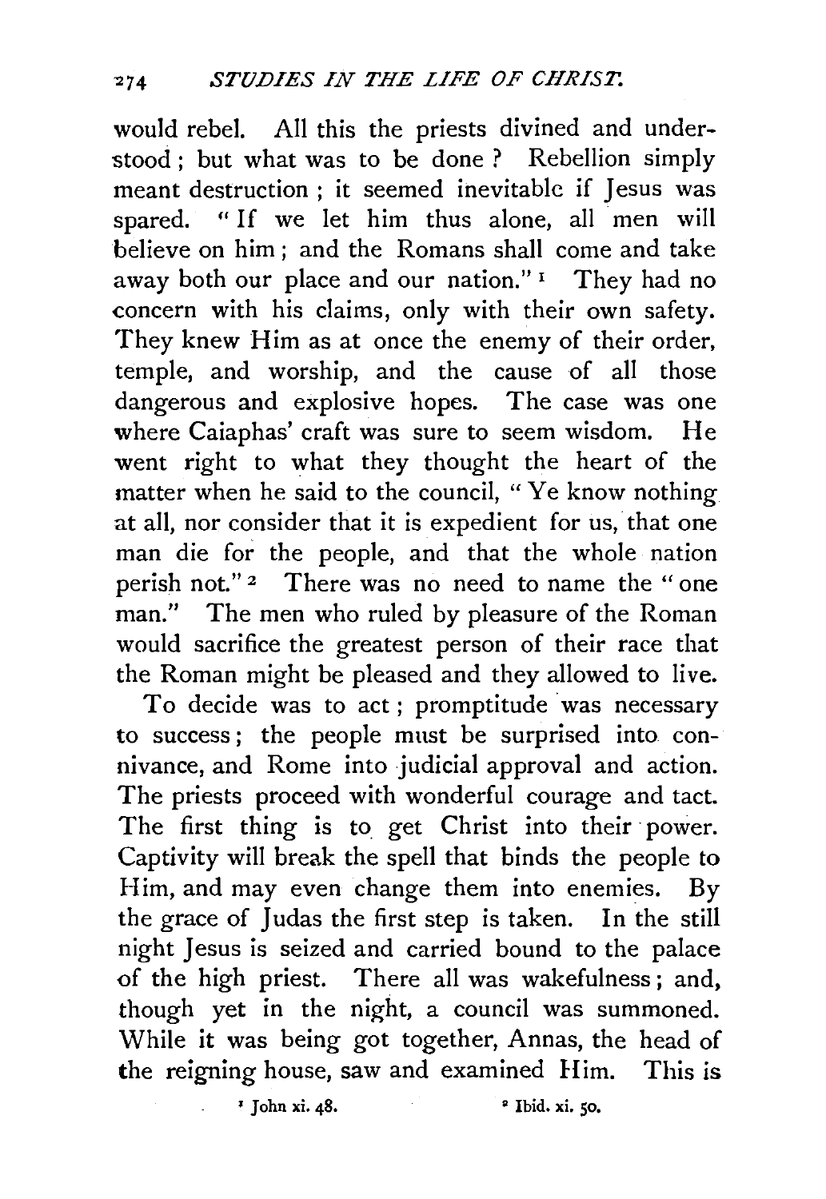would rebel. All this the priests divined and understood; but what was to be done? Rebellion simply meant destruction; it seemed inevitable if Jesus was spared. "If we let him thus alone, all men will believe on him; and the Romans shall come and take away both our place and our nation."[1] They had no concern with his claims, only with their own safety. They knew Him as at once the enemy of their order, temple, and worship, and the cause of all those dangerous and explosive hopes. The case was one where Caiaphas' craft was sure to seem wisdom. He went right to what they thought the heart of the matter when he said to the council, "Ye know nothing at all, nor consider that it is expedient for us, that one man die for the people, and that the whole nation perish not."[2] There was no need to name the "one man." The men who ruled by pleasure of the Roman would sacrifice the greatest person of their race that the Roman might be pleased and they allowed to live.

To decide was to act; promptitude was necessary to success; the people must be surprised into connivance, and Rome into judicial approval and action. The priests proceed with wonderful courage and tact. The first thing is to get Christ into their power. Captivity will break the spell that binds the people to Him, and may even change them into enemies. By the grace of Judas the first step is taken. In the still night Jesus is seized and carried bound to the palace of the high priest. There all was wakefulness; and, though yet in the night, a council was summoned. While it was being got together, Annas, the head of the reigning house, saw and examined Him. This is

[1] John xi. 48.

[2] Ibid. xi. 50.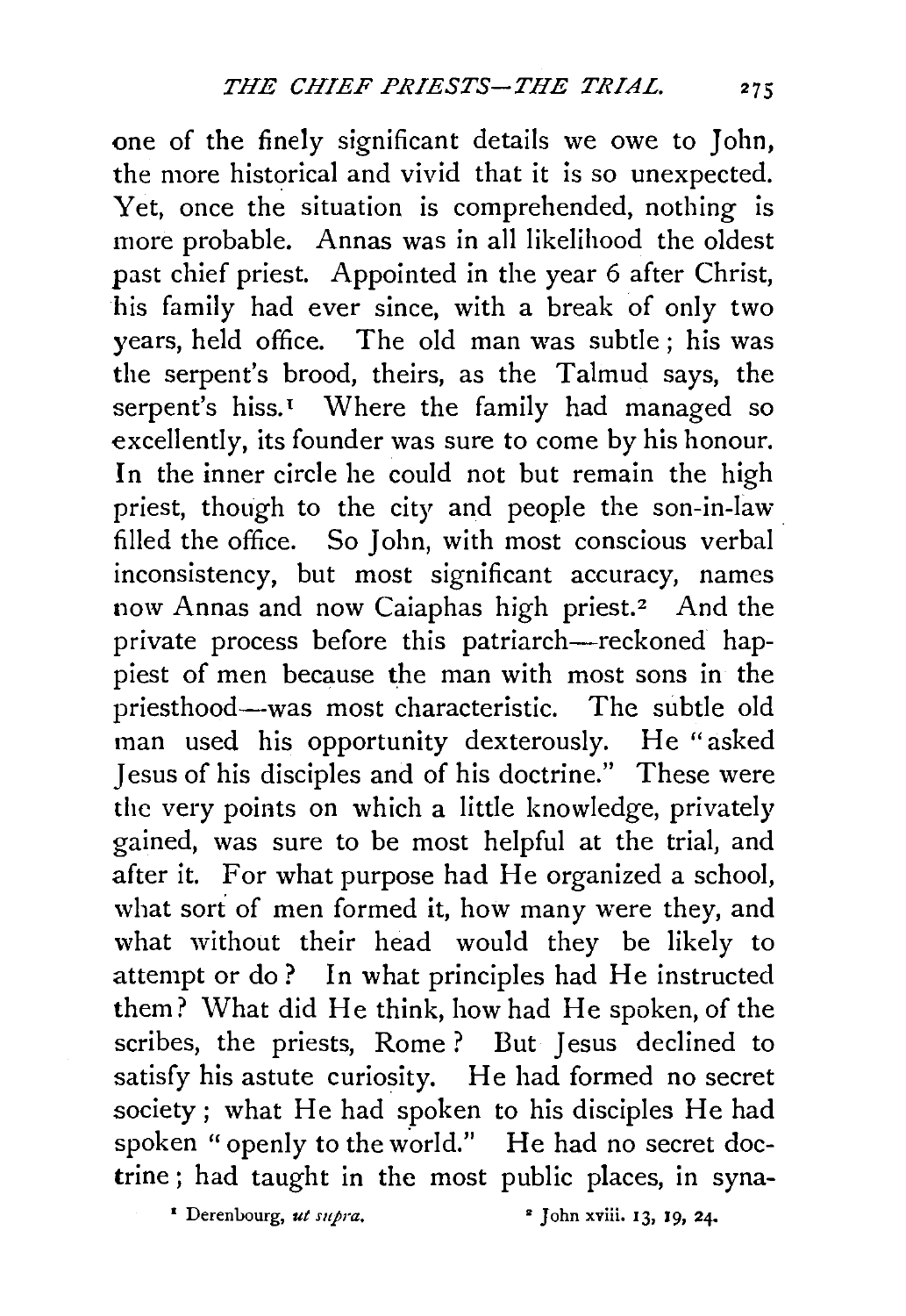one of the finely significant details we owe to John, the more historical and vivid that it is so unexpected. Yet, once the situation is comprehended, nothing is more probable. Annas was in all likelihood the oldest past chief priest. Appointed in the year 6 after Christ, his family had ever since, with a break of only two years, held office. The old man was subtle; his was the serpent's brood, theirs, as the Talmud says, the serpent's hiss.[1] Where the family had managed so excellently, its founder was sure to come by his honour. In the inner circle he could not but remain the high priest, though to the city and people the son-in-law filled the office. So John, with most conscious verbal inconsistency, but most significant accuracy, names now Annas and now Caiaphas high priest.[2] And the private process before this patriarch—reckoned happiest of men because the man with most sons in the priesthood—was most characteristic. The subtle old man used his opportunity dexterously. He "asked Jesus of his disciples and of his doctrine." These were the very points on which a little knowledge, privately gained, was sure to be most helpful at the trial, and after it. For what purpose had He organized a school, what sort of men formed it, how many were they, and what without their head would they be likely to attempt or do? In what principles had He instructed them? What did He think, how had He spoken, of the scribes, the priests, Rome? But Jesus declined to satisfy his astute curiosity. He had formed no secret society; what He had spoken to his disciples He had spoken "openly to the world." He had no secret doctrine; had taught in the most public places, in syna-

[1] Derenbourg, *ut supra.*

[2] John xviii. 13, 19, 24.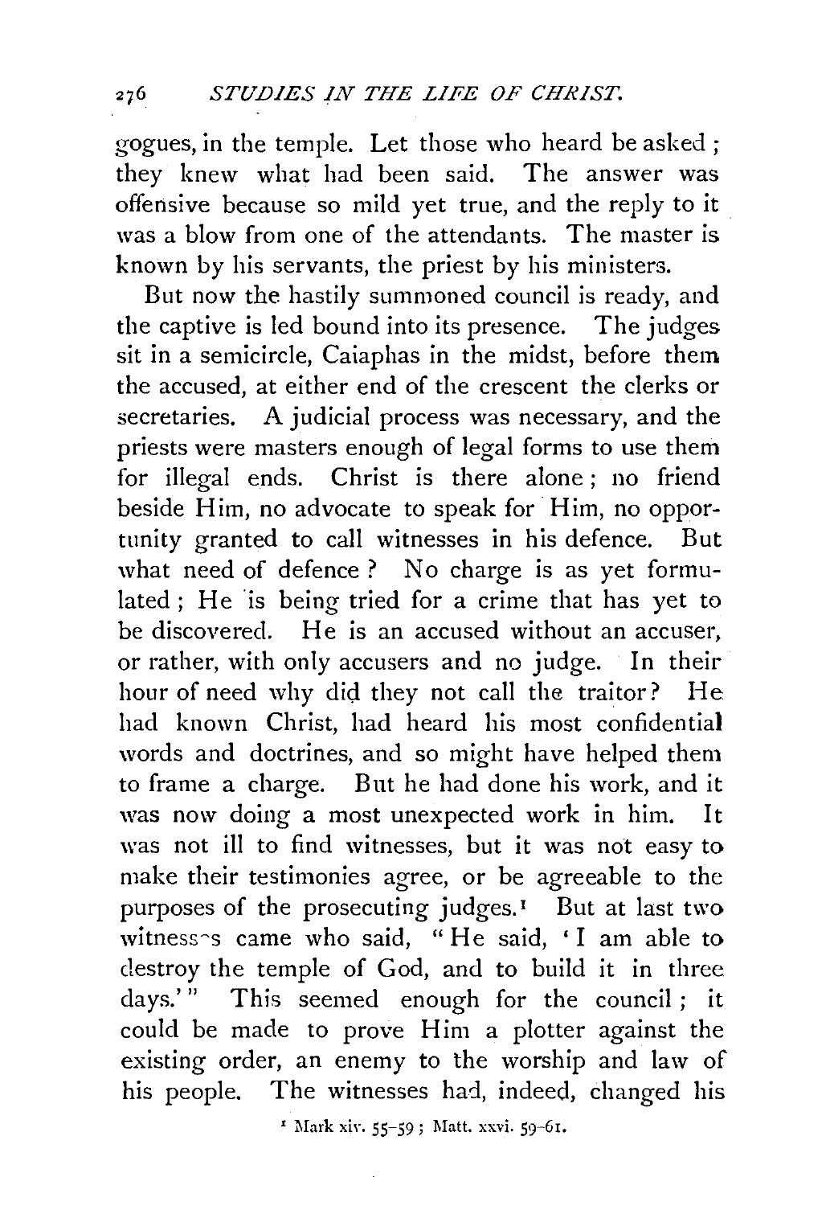gogues, in the temple. Let those who heard be asked; they knew what had been said. The answer was offensive because so mild yet true, and the reply to it was a blow from one of the attendants. The master is known by his servants, the priest by his ministers.

But now the hastily summoned council is ready, and the captive is led bound into its presence. The judges sit in a semicircle, Caiaphas in the midst, before them the accused, at either end of the crescent the clerks or secretaries. A judicial process was necessary, and the priests were masters enough of legal forms to use them for illegal ends. Christ is there alone; no friend beside Him, no advocate to speak for Him, no opportunity granted to call witnesses in his defence. But what need of defence? No charge is as yet formulated; He is being tried for a crime that has yet to be discovered. He is an accused without an accuser, or rather, with only accusers and no judge. In their hour of need why did they not call the traitor? He had known Christ, had heard his most confidential words and doctrines, and so might have helped them to frame a charge. But he had done his work, and it was now doing a most unexpected work in him. It was not ill to find witnesses, but it was not easy to make their testimonies agree, or be agreeable to the purposes of the prosecuting judges.[1] But at last two witnesses came who said, "He said, 'I am able to destroy the temple of God, and to build it in three days.'" This seemed enough for the council; it could be made to prove Him a plotter against the existing order, an enemy to the worship and law of his people. The witnesses had, indeed, changed his

[1] Mark xiv. 55-59; Matt. xxvi. 59-61.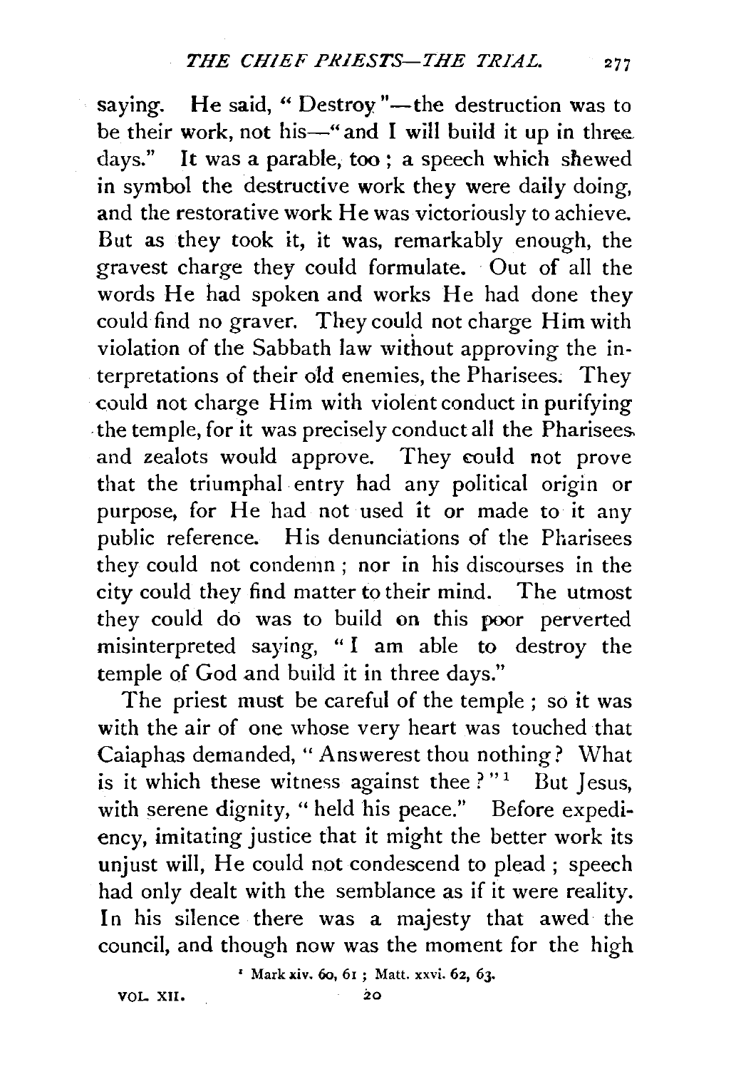saying. He said, "Destroy"—the destruction was to be their work, not his—"and I will build it up in three days." It was a parable, too; a speech which shewed in symbol the destructive work they were daily doing, and the restorative work He was victoriously to achieve. But as they took it, it was, remarkably enough, the gravest charge they could formulate. Out of all the words He had spoken and works He had done they could find no graver. They could not charge Him with violation of the Sabbath law without approving the interpretations of their old enemies, the Pharisees. They could not charge Him with violent conduct in purifying the temple, for it was precisely conduct all the Pharisees and zealots would approve. They could not prove that the triumphal entry had any political origin or purpose, for He had not used it or made to it any public reference. His denunciations of the Pharisees they could not condemn; nor in his discourses in the city could they find matter to their mind. The utmost they could do was to build on this poor perverted misinterpreted saying, "I am able to destroy the temple of God and build it in three days."

The priest must be careful of the temple; so it was with the air of one whose very heart was touched that Caiaphas demanded, "Answerest thou nothing? What is it which these witness against thee?"[1] But Jesus, with serene dignity, "held his peace." Before expediency, imitating justice that it might the better work its unjust will, He could not condescend to plead; speech had only dealt with the semblance as if it were reality. In his silence there was a majesty that awed the council, and though now was the moment for the high

[1] Mark xiv. 60, 61; Matt. xxvi. 62, 63.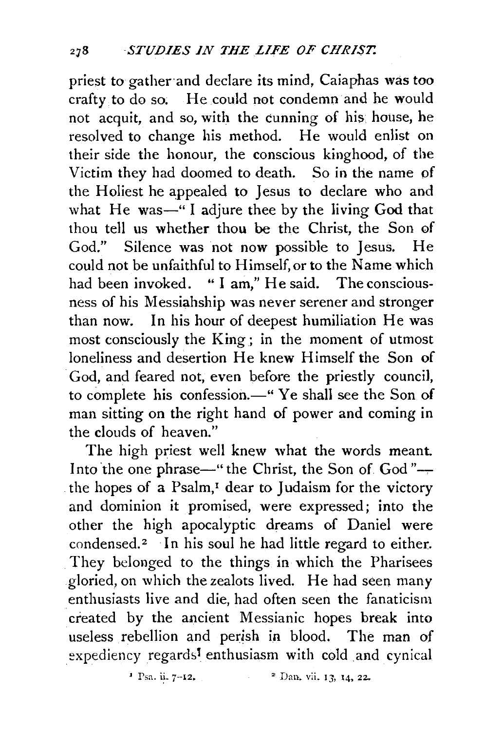priest to gather and declare its mind, Caiaphas was too crafty to do so. He could not condemn and he would not acquit, and so, with the cunning of his house, he resolved to change his method. He would enlist on their side the honour, the conscious kinghood, of the Victim they had doomed to death. So in the name of the Holiest he appealed to Jesus to declare who and what He was—"I adjure thee by the living God that thou tell us whether thou be the Christ, the Son of God." Silence was not now possible to Jesus. He could not be unfaithful to Himself, or to the Name which had been invoked. "I am," He said. The consciousness of his Messiahship was never serener and stronger than now. In his hour of deepest humiliation He was most consciously the King; in the moment of utmost loneliness and desertion He knew Himself the Son of God, and feared not, even before the priestly council, to complete his confession.—"Ye shall see the Son of man sitting on the right hand of power and coming in the clouds of heaven."

The high priest well knew what the words meant. Into the one phrase—"the Christ, the Son of God"—the hopes of a Psalm,[1] dear to Judaism for the victory and dominion it promised, were expressed; into the other the high apocalyptic dreams of Daniel were condensed.[2] In his soul he had little regard to either. They belonged to the things in which the Pharisees gloried, on which the zealots lived. He had seen many enthusiasts live and die, had often seen the fanaticism created by the ancient Messianic hopes break into useless rebellion and perish in blood. The man of expediency regards enthusiasm with cold and cynical

[1] Psa. ii. 7-12.  [2] Dan. vii. 13, 14, 22.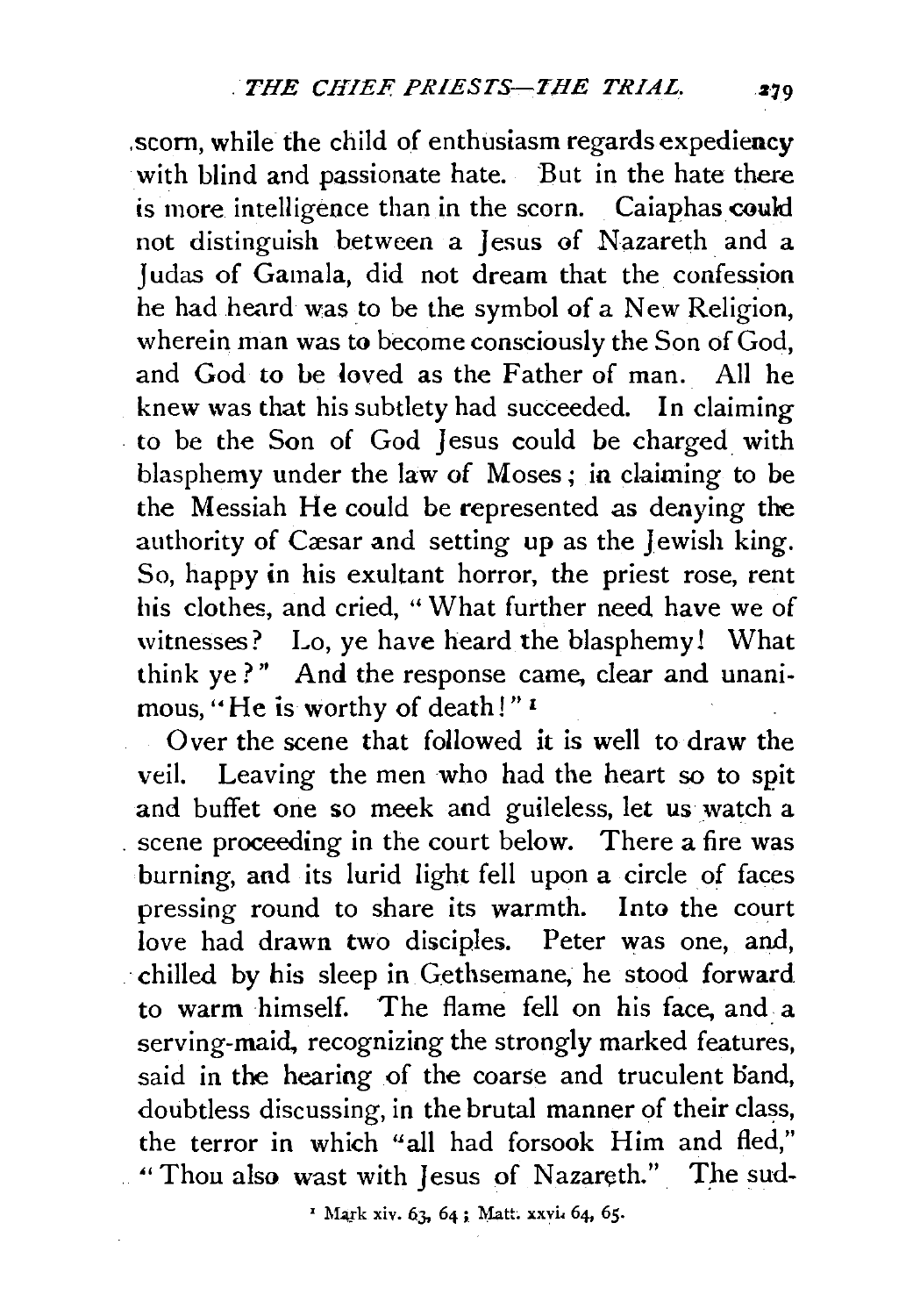scorn, while the child of enthusiasm regards expediency with blind and passionate hate. But in the hate there is more intelligence than in the scorn. Caiaphas could not distinguish between a Jesus of Nazareth and a Judas of Gamala, did not dream that the confession he had heard was to be the symbol of a New Religion, wherein man was to become consciously the Son of God, and God to be loved as the Father of man. All he knew was that his subtlety had succeeded. In claiming to be the Son of God Jesus could be charged with blasphemy under the law of Moses; in claiming to be the Messiah He could be represented as denying the authority of Cæsar and setting up as the Jewish king. So, happy in his exultant horror, the priest rose, rent his clothes, and cried, "What further need have we of witnesses? Lo, ye have heard the blasphemy! What think ye?" And the response came, clear and unanimous, "He is worthy of death!"[1]

Over the scene that followed it is well to draw the veil. Leaving the men who had the heart so to spit and buffet one so meek and guileless, let us watch a scene proceeding in the court below. There a fire was burning, and its lurid light fell upon a circle of faces pressing round to share its warmth. Into the court love had drawn two disciples. Peter was one, and, chilled by his sleep in Gethsemane, he stood forward to warm himself. The flame fell on his face, and a serving-maid, recognizing the strongly marked features, said in the hearing of the coarse and truculent band, doubtless discussing, in the brutal manner of their class, the terror in which "all had forsook Him and fled," "Thou also wast with Jesus of Nazareth." The sud-

[1] Mark xiv. 63, 64; Matt. xxvi. 64, 65.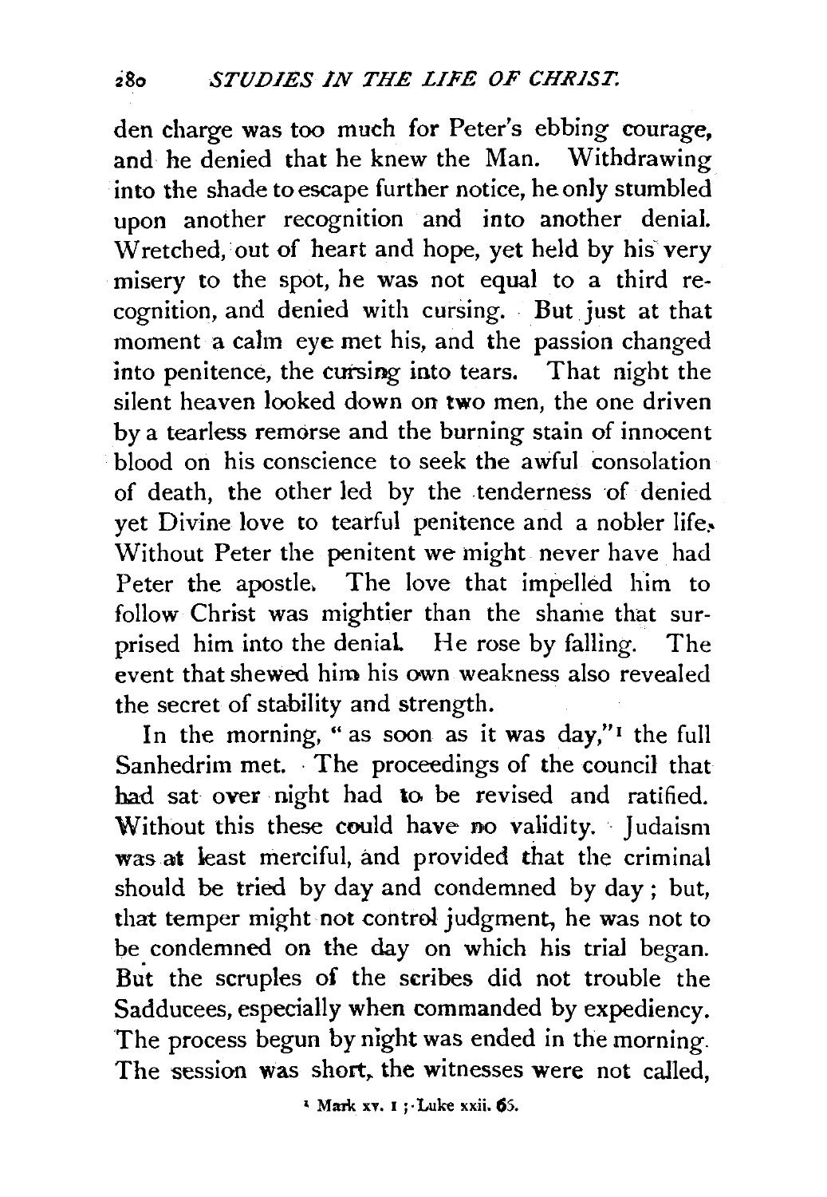den charge was too much for Peter's ebbing courage, and he denied that he knew the Man. Withdrawing into the shade to escape further notice, he only stumbled upon another recognition and into another denial. Wretched, out of heart and hope, yet held by his very misery to the spot, he was not equal to a third recognition, and denied with cursing. But just at that moment a calm eye met his, and the passion changed into penitence, the cursing into tears. That night the silent heaven looked down on two men, the one driven by a tearless remorse and the burning stain of innocent blood on his conscience to seek the awful consolation of death, the other led by the tenderness of denied yet Divine love to tearful penitence and a nobler life. Without Peter the penitent we might never have had Peter the apostle. The love that impelled him to follow Christ was mightier than the shame that surprised him into the denial. He rose by falling. The event that shewed him his own weakness also revealed the secret of stability and strength.

In the morning, "as soon as it was day,"[1] the full Sanhedrim met. The proceedings of the council that had sat over night had to be revised and ratified. Without this these could have no validity. Judaism was at least merciful, and provided that the criminal should be tried by day and condemned by day; but, that temper might not control judgment, he was not to be condemned on the day on which his trial began. But the scruples of the scribes did not trouble the Sadducees, especially when commanded by expediency. The process begun by night was ended in the morning. The session was short, the witnesses were not called,

[1] Mark xv. 1; Luke xxii. 66.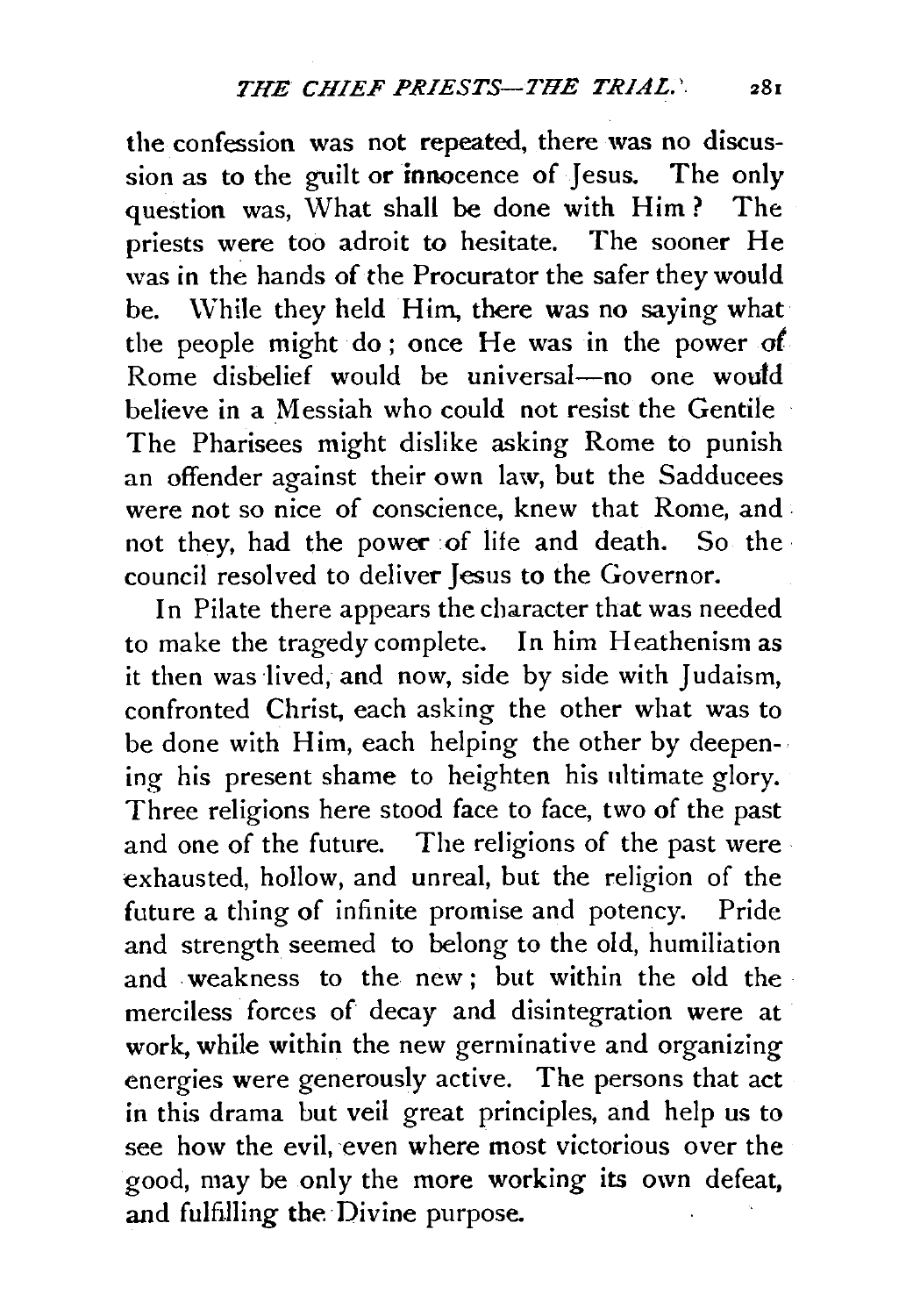the confession was not repeated, there was no discussion as to the guilt or innocence of Jesus. The only question was, What shall be done with Him? The priests were too adroit to hesitate. The sooner He was in the hands of the Procurator the safer they would be. While they held Him, there was no saying what the people might do; once He was in the power of Rome disbelief would be universal—no one would believe in a Messiah who could not resist the Gentile The Pharisees might dislike asking Rome to punish an offender against their own law, but the Sadducees were not so nice of conscience, knew that Rome, and not they, had the power of life and death. So the council resolved to deliver Jesus to the Governor.

In Pilate there appears the character that was needed to make the tragedy complete. In him Heathenism as it then was lived, and now, side by side with Judaism, confronted Christ, each asking the other what was to be done with Him, each helping the other by deepening his present shame to heighten his ultimate glory. Three religions here stood face to face, two of the past and one of the future. The religions of the past were exhausted, hollow, and unreal, but the religion of the future a thing of infinite promise and potency. Pride and strength seemed to belong to the old, humiliation and weakness to the new; but within the old the merciless forces of decay and disintegration were at work, while within the new germinative and organizing energies were generously active. The persons that act in this drama but veil great principles, and help us to see how the evil, even where most victorious over the good, may be only the more working its own defeat, and fulfilling the Divine purpose.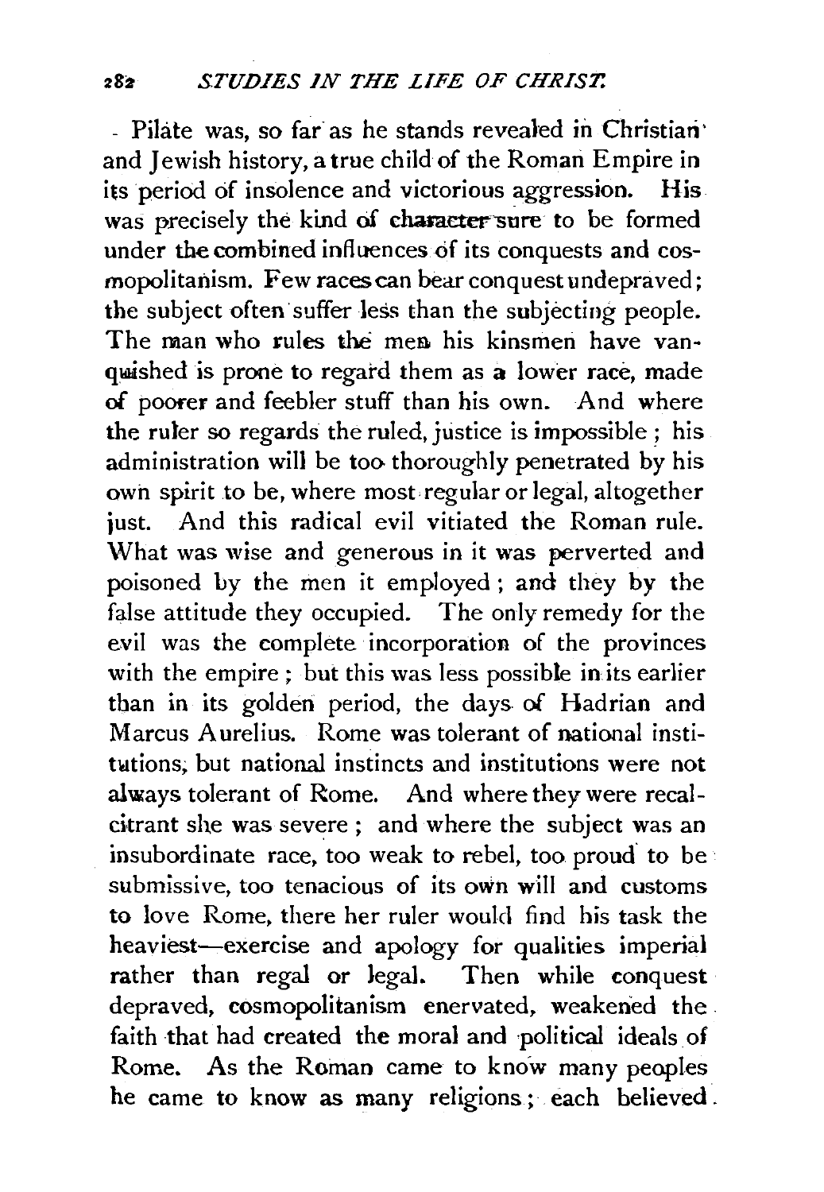Pilate was, so far as he stands revealed in Christian and Jewish history, a true child of the Roman Empire in its period of insolence and victorious aggression. His was precisely the kind of character sure to be formed under the combined influences of its conquests and cosmopolitanism. Few races can bear conquest undepraved; the subject often suffer less than the subjecting people. The man who rules the men his kinsmen have vanquished is prone to regard them as a lower race, made of poorer and feebler stuff than his own. And where the ruler so regards the ruled, justice is impossible; his administration will be too thoroughly penetrated by his own spirit to be, where most regular or legal, altogether just. And this radical evil vitiated the Roman rule. What was wise and generous in it was perverted and poisoned by the men it employed; and they by the false attitude they occupied. The only remedy for the evil was the complete incorporation of the provinces with the empire; but this was less possible in its earlier than in its golden period, the days of Hadrian and Marcus Aurelius. Rome was tolerant of national institutions, but national instincts and institutions were not always tolerant of Rome. And where they were recalcitrant she was severe; and where the subject was an insubordinate race, too weak to rebel, too proud to be submissive, too tenacious of its own will and customs to love Rome, there her ruler would find his task the heaviest—exercise and apology for qualities imperial rather than regal or legal. Then while conquest depraved, cosmopolitanism enervated, weakened the faith that had created the moral and political ideals of Rome. As the Roman came to know many peoples he came to know as many religions; each believed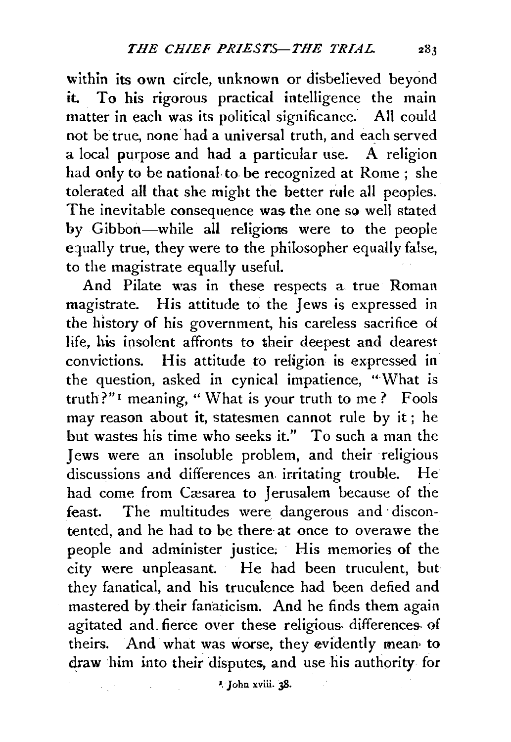within its own circle, unknown or disbelieved beyond it. To his rigorous practical intelligence the main matter in each was its political significance. All could not be true, none had a universal truth, and each served a local purpose and had a particular use. A religion had only to be national to be recognized at Rome; she tolerated all that she might the better rule all peoples. The inevitable consequence was the one so well stated by Gibbon—while all religions were to the people equally true, they were to the philosopher equally false, to the magistrate equally useful.

And Pilate was in these respects a true Roman magistrate. His attitude to the Jews is expressed in the history of his government, his careless sacrifice of life, his insolent affronts to their deepest and dearest convictions. His attitude to religion is expressed in the question, asked in cynical impatience, "What is truth?"[1] meaning, "What is your truth to me? Fools may reason about it, statesmen cannot rule by it; he but wastes his time who seeks it." To such a man the Jews were an insoluble problem, and their religious discussions and differences an irritating trouble. He had come from Cæsarea to Jerusalem because of the feast. The multitudes were dangerous and discontented, and he had to be there at once to overawe the people and administer justice. His memories of the city were unpleasant. He had been truculent, but they fanatical, and his truculence had been defied and mastered by their fanaticism. And he finds them again agitated and fierce over these religious differences of theirs. And what was worse, they evidently mean to draw him into their disputes, and use his authority for

[1] John xviii. 38.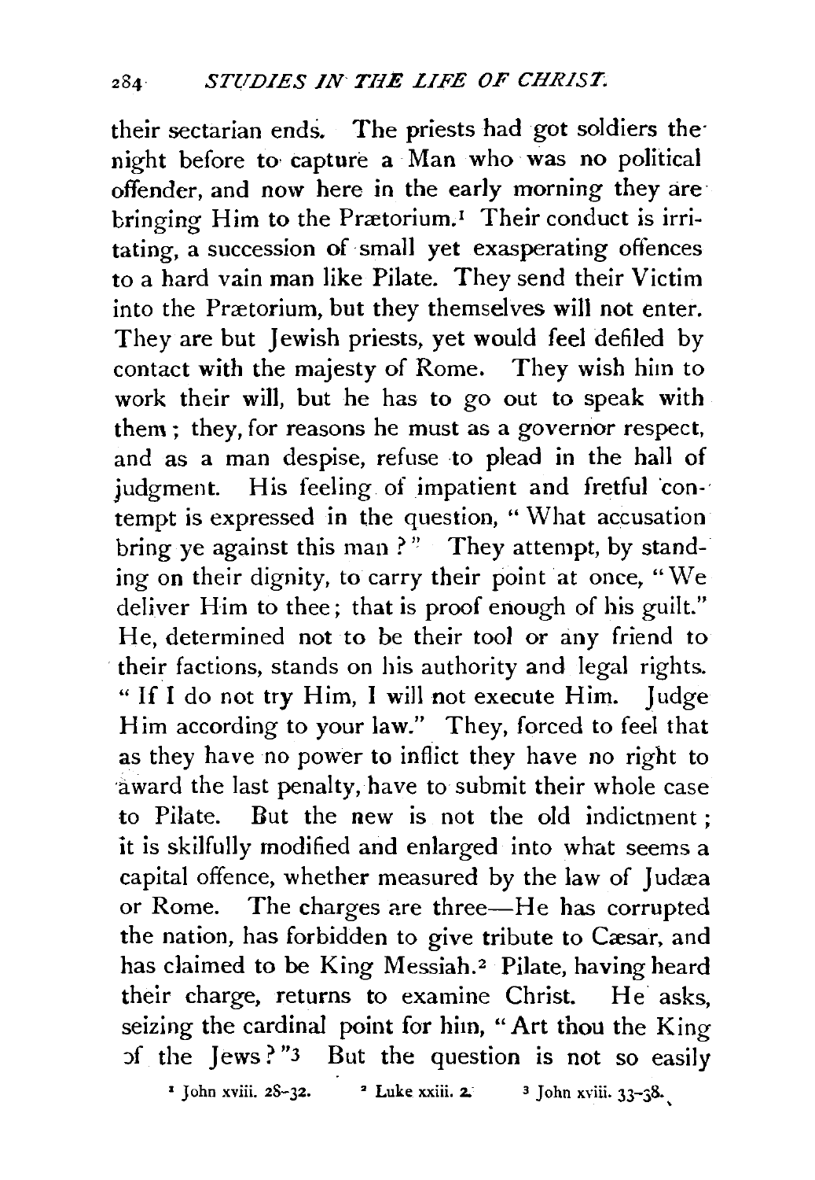their sectarian ends. The priests had got soldiers the night before to capture a Man who was no political offender, and now here in the early morning they are bringing Him to the Prætorium.[1] Their conduct is irritating, a succession of small yet exasperating offences to a hard vain man like Pilate. They send their Victim into the Prætorium, but they themselves will not enter. They are but Jewish priests, yet would feel defiled by contact with the majesty of Rome. They wish him to work their will, but he has to go out to speak with them; they, for reasons he must as a governor respect, and as a man despise, refuse to plead in the hall of judgment. His feeling of impatient and fretful contempt is expressed in the question, "What accusation bring ye against this man?" They attempt, by standing on their dignity, to carry their point at once, "We deliver Him to thee; that is proof enough of his guilt." He, determined not to be their tool or any friend to their factions, stands on his authority and legal rights. "If I do not try Him, I will not execute Him. Judge Him according to your law." They, forced to feel that as they have no power to inflict they have no right to award the last penalty, have to submit their whole case to Pilate. But the new is not the old indictment; it is skilfully modified and enlarged into what seems a capital offence, whether measured by the law of Judæa or Rome. The charges are three—He has corrupted the nation, has forbidden to give tribute to Cæsar, and has claimed to be King Messiah.[2] Pilate, having heard their charge, returns to examine Christ. He asks, seizing the cardinal point for him, "Art thou the King of the Jews?"[3] But the question is not so easily

[1] John xviii. 28-32. [2] Luke xxiii. 2. [3] John xviii. 33-38.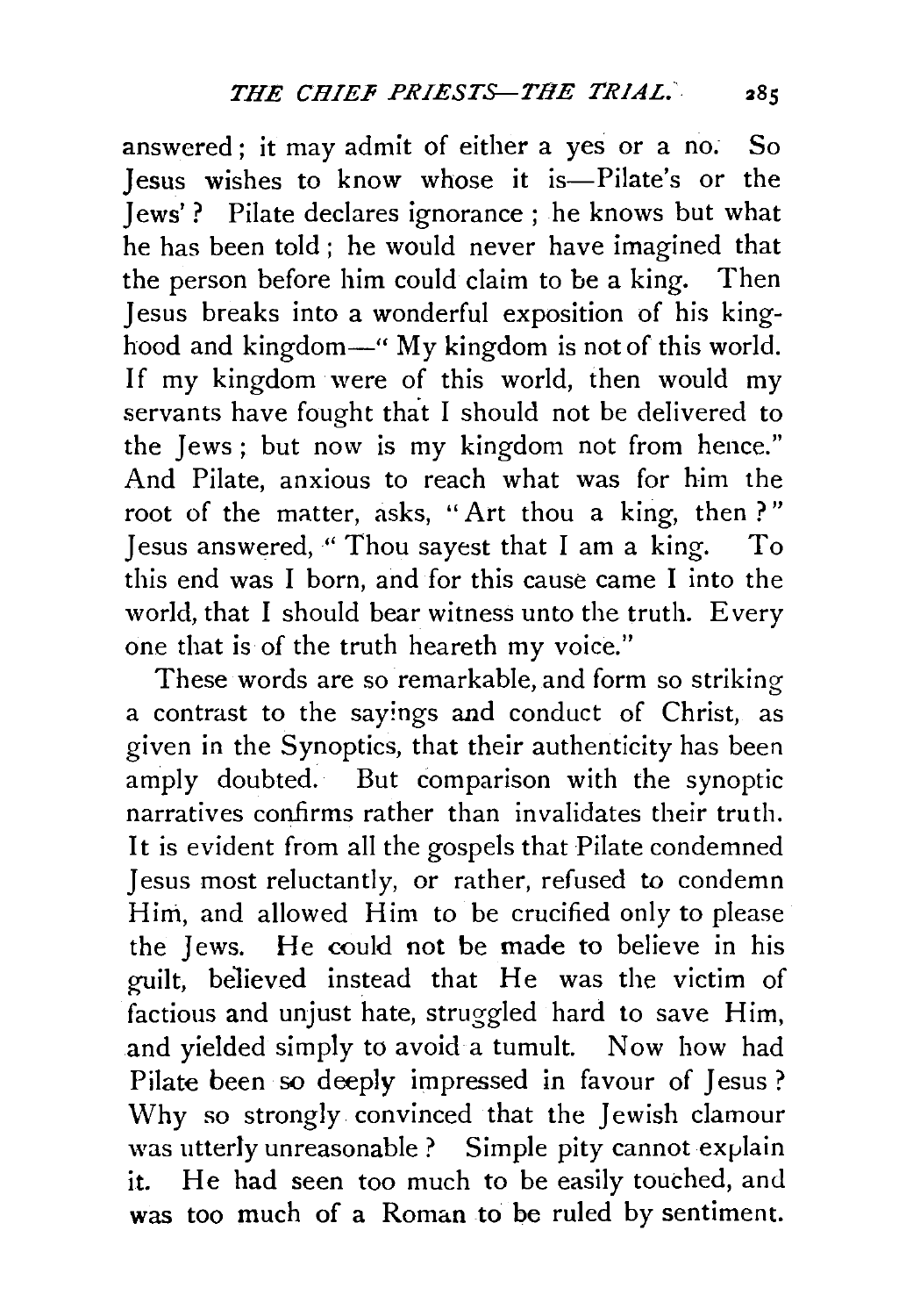answered; it may admit of either a yes or a no. So Jesus wishes to know whose it is—Pilate's or the Jews'? Pilate declares ignorance; he knows but what he has been told; he would never have imagined that the person before him could claim to be a king. Then Jesus breaks into a wonderful exposition of his kinghood and kingdom—" My kingdom is not of this world. If my kingdom were of this world, then would my servants have fought that I should not be delivered to the Jews; but now is my kingdom not from hence." And Pilate, anxious to reach what was for him the root of the matter, asks, "Art thou a king, then?" Jesus answered, " Thou sayest that I am a king. To this end was I born, and for this cause came I into the world, that I should bear witness unto the truth. Every one that is of the truth heareth my voice."

These words are so remarkable, and form so striking a contrast to the sayings and conduct of Christ, as given in the Synoptics, that their authenticity has been amply doubted. But comparison with the synoptic narratives confirms rather than invalidates their truth. It is evident from all the gospels that Pilate condemned Jesus most reluctantly, or rather, refused to condemn Him, and allowed Him to be crucified only to please the Jews. He could not be made to believe in his guilt, believed instead that He was the victim of factious and unjust hate, struggled hard to save Him, and yielded simply to avoid a tumult. Now how had Pilate been so deeply impressed in favour of Jesus? Why so strongly convinced that the Jewish clamour was utterly unreasonable? Simple pity cannot explain it. He had seen too much to be easily touched, and was too much of a Roman to be ruled by sentiment.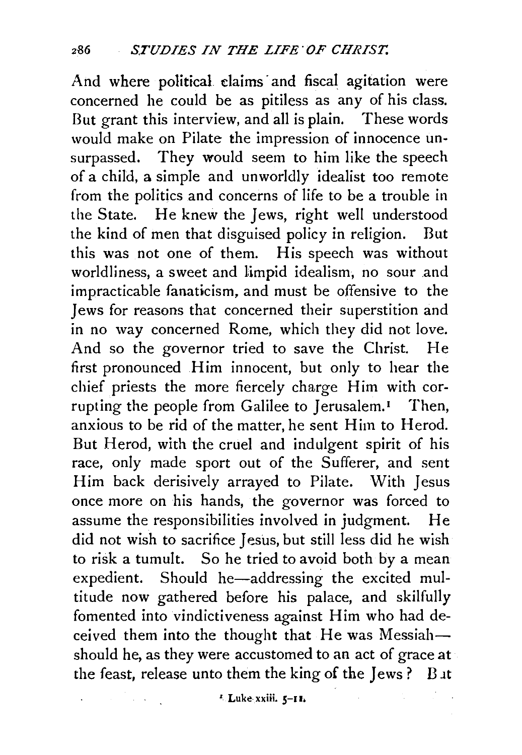And where political claims and fiscal agitation were concerned he could be as pitiless as any of his class. But grant this interview, and all is plain. These words would make on Pilate the impression of innocence unsurpassed. They would seem to him like the speech of a child, a simple and unworldly idealist too remote from the politics and concerns of life to be a trouble in the State. He knew the Jews, right well understood the kind of men that disguised policy in religion. But this was not one of them. His speech was without worldliness, a sweet and limpid idealism, no sour and impracticable fanaticism, and must be offensive to the Jews for reasons that concerned their superstition and in no way concerned Rome, which they did not love. And so the governor tried to save the Christ. He first pronounced Him innocent, but only to hear the chief priests the more fiercely charge Him with corrupting the people from Galilee to Jerusalem.[1] Then, anxious to be rid of the matter, he sent Him to Herod. But Herod, with the cruel and indulgent spirit of his race, only made sport out of the Sufferer, and sent Him back derisively arrayed to Pilate. With Jesus once more on his hands, the governor was forced to assume the responsibilities involved in judgment. He did not wish to sacrifice Jesus, but still less did he wish to risk a tumult. So he tried to avoid both by a mean expedient. Should he—addressing the excited multitude now gathered before his palace, and skilfully fomented into vindictiveness against Him who had deceived them into the thought that He was Messiah—should he, as they were accustomed to an act of grace at the feast, release unto them the king of the Jews? But

[1] Luke xxiii. 5–11.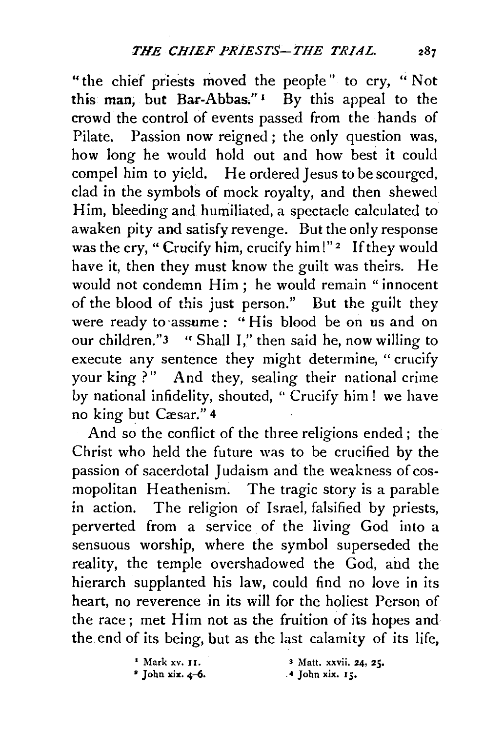"the chief priests moved the people" to cry, "Not this man, but Bar-Abbas."[1] By this appeal to the crowd the control of events passed from the hands of Pilate. Passion now reigned; the only question was, how long he would hold out and how best it could compel him to yield. He ordered Jesus to be scourged, clad in the symbols of mock royalty, and then shewed Him, bleeding and humiliated, a spectacle calculated to awaken pity and satisfy revenge. But the only response was the cry, "Crucify him, crucify him!"[2] If they would have it, then they must know the guilt was theirs. He would not condemn Him; he would remain "innocent of the blood of this just person." But the guilt they were ready to assume: "His blood be on us and on our children."[3] "Shall I," then said he, now willing to execute any sentence they might determine, "crucify your king?" And they, sealing their national crime by national infidelity, shouted, "Crucify him! we have no king but Cæsar."[4]

And so the conflict of the three religions ended; the Christ who held the future was to be crucified by the passion of sacerdotal Judaism and the weakness of cosmopolitan Heathenism. The tragic story is a parable in action. The religion of Israel, falsified by priests, perverted from a service of the living God into a sensuous worship, where the symbol superseded the reality, the temple overshadowed the God, and the hierarch supplanted his law, could find no love in its heart, no reverence in its will for the holiest Person of the race; met Him not as the fruition of its hopes and the end of its being, but as the last calamity of its life,

[1] Mark xv. 11.

[2] John xix. 4–6.

[3] Matt. xxvii. 24, 25.

[4] John xix. 15.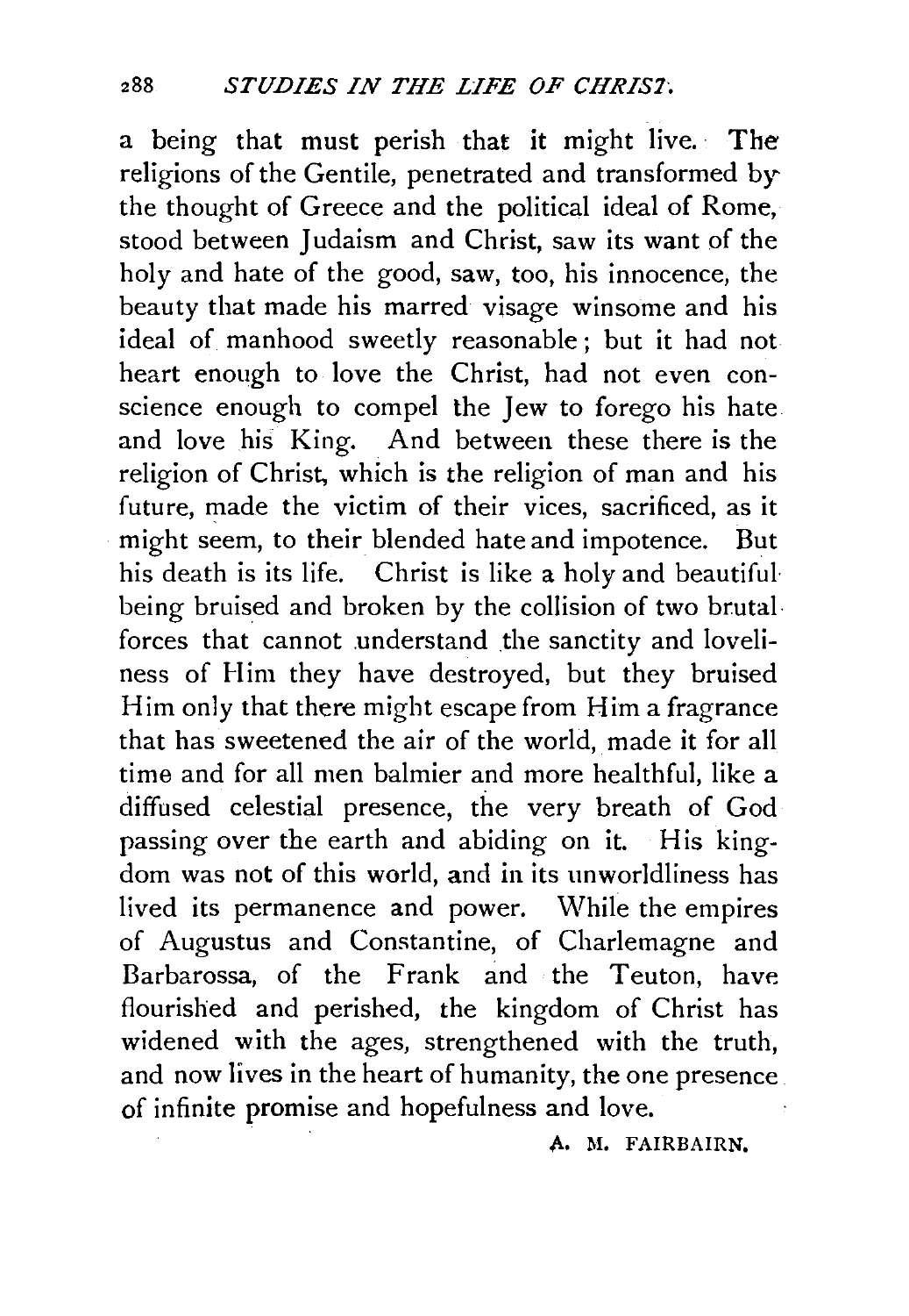a being that must perish that it might live. The religions of the Gentile, penetrated and transformed by the thought of Greece and the political ideal of Rome, stood between Judaism and Christ, saw its want of the holy and hate of the good, saw, too, his innocence, the beauty that made his marred visage winsome and his ideal of manhood sweetly reasonable; but it had not heart enough to love the Christ, had not even conscience enough to compel the Jew to forego his hate and love his King. And between these there is the religion of Christ, which is the religion of man and his future, made the victim of their vices, sacrificed, as it might seem, to their blended hate and impotence. But his death is its life. Christ is like a holy and beautiful being bruised and broken by the collision of two brutal forces that cannot understand the sanctity and loveliness of Him they have destroyed, but they bruised Him only that there might escape from Him a fragrance that has sweetened the air of the world, made it for all time and for all men balmier and more healthful, like a diffused celestial presence, the very breath of God passing over the earth and abiding on it. His kingdom was not of this world, and in its unworldliness has lived its permanence and power. While the empires of Augustus and Constantine, of Charlemagne and Barbarossa, of the Frank and the Teuton, have flourished and perished, the kingdom of Christ has widened with the ages, strengthened with the truth, and now lives in the heart of humanity, the one presence of infinite promise and hopefulness and love.

A. M. FAIRBAIRN.